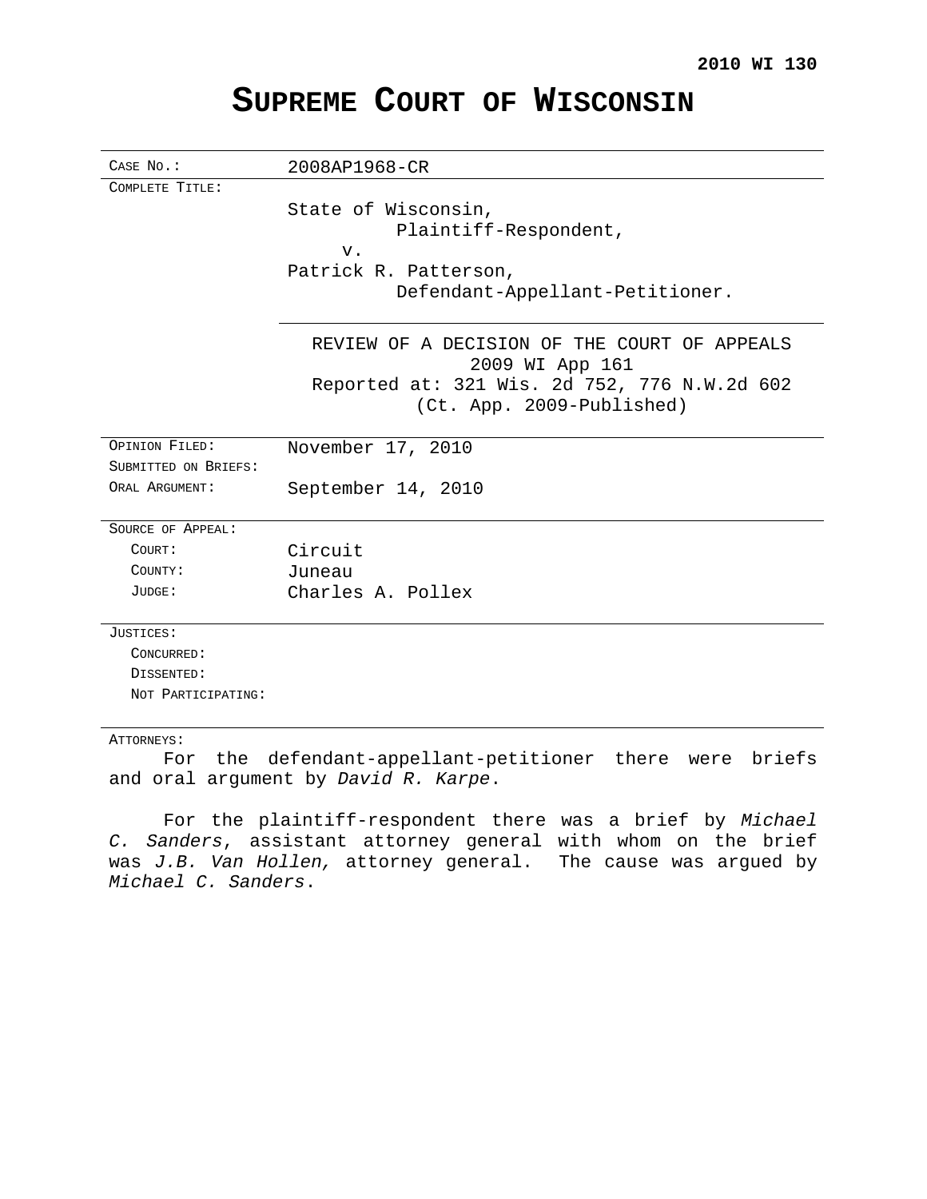**2010 WI 130**

# Supreme Court of Wisconsin

| | |
|---|---|
| CASE NO.: | 2008AP1968-CR |
| COMPLETE TITLE: | State of Wisconsin,<br>Plaintiff-Respondent,<br>v.<br>Patrick R. Patterson,<br>Defendant-Appellant-Petitioner. |
| | REVIEW OF A DECISION OF THE COURT OF APPEALS<br>2009 WI App 161<br>Reported at: 321 Wis. 2d 752, 776 N.W.2d 602<br>(Ct. App. 2009-Published) |
| OPINION FILED: | November 17, 2010 |
| SUBMITTED ON BRIEFS: | |
| ORAL ARGUMENT: | September 14, 2010 |
| SOURCE OF APPEAL: | |
| COURT: | Circuit |
| COUNTY: | Juneau |
| JUDGE: | Charles A. Pollex |
| JUSTICES: | |
| CONCURRED: | |
| DISSENTED: | |
| NOT PARTICIPATING: | |

ATTORNEYS:

For the defendant-appellant-petitioner there were briefs and oral argument by *David R. Karpe*.

For the plaintiff-respondent there was a brief by *Michael C. Sanders*, assistant attorney general with whom on the brief was *J.B. Van Hollen,* attorney general. The cause was argued by *Michael C. Sanders*.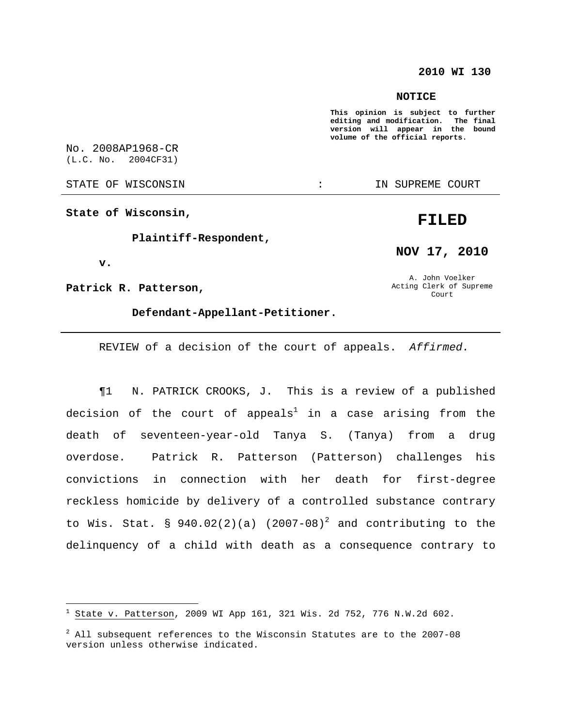**2010 WI 130**

**NOTICE**

**This opinion is subject to further editing and modification. The final version will appear in the bound volume of the official reports.**

No. 2008AP1968-CR
(L.C. No. 2004CF31)

STATE OF WISCONSIN : IN SUPREME COURT

**State of Wisconsin,**

**Plaintiff-Respondent,**

**v.**

**Patrick R. Patterson,**

**Defendant-Appellant-Petitioner.**

**FILED**

**NOV 17, 2010**

A. John Voelker
Acting Clerk of Supreme Court

REVIEW of a decision of the court of appeals. *Affirmed.*

¶1 N. PATRICK CROOKS, J. This is a review of a published decision of the court of appeals[1] in a case arising from the death of seventeen-year-old Tanya S. (Tanya) from a drug overdose. Patrick R. Patterson (Patterson) challenges his convictions in connection with her death for first-degree reckless homicide by delivery of a controlled substance contrary to Wis. Stat. § 940.02(2)(a) (2007-08)[2] and contributing to the delinquency of a child with death as a consequence contrary to

---

[1] State v. Patterson, 2009 WI App 161, 321 Wis. 2d 752, 776 N.W.2d 602.

[2] All subsequent references to the Wisconsin Statutes are to the 2007-08 version unless otherwise indicated.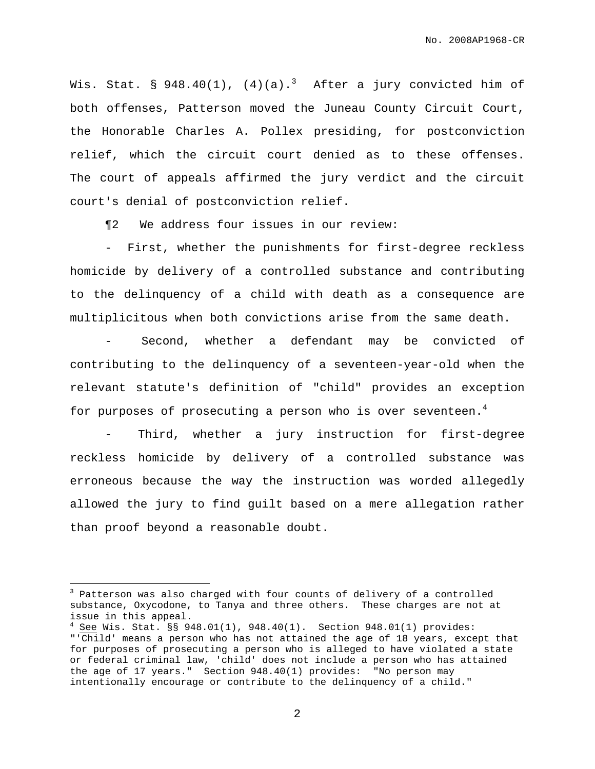Wis. Stat. § 948.40(1), (4)(a).[3] After a jury convicted him of both offenses, Patterson moved the Juneau County Circuit Court, the Honorable Charles A. Pollex presiding, for postconviction relief, which the circuit court denied as to these offenses. The court of appeals affirmed the jury verdict and the circuit court's denial of postconviction relief.

¶2 We address four issues in our review:

- First, whether the punishments for first-degree reckless homicide by delivery of a controlled substance and contributing to the delinquency of a child with death as a consequence are multiplicitous when both convictions arise from the same death.

- Second, whether a defendant may be convicted of contributing to the delinquency of a seventeen-year-old when the relevant statute's definition of "child" provides an exception for purposes of prosecuting a person who is over seventeen.[4]

- Third, whether a jury instruction for first-degree reckless homicide by delivery of a controlled substance was erroneous because the way the instruction was worded allegedly allowed the jury to find guilt based on a mere allegation rather than proof beyond a reasonable doubt.

---

[3] Patterson was also charged with four counts of delivery of a controlled substance, Oxycodone, to Tanya and three others. These charges are not at issue in this appeal.

[4] See Wis. Stat. §§ 948.01(1), 948.40(1). Section 948.01(1) provides: "'Child' means a person who has not attained the age of 18 years, except that for purposes of prosecuting a person who is alleged to have violated a state or federal criminal law, 'child' does not include a person who has attained the age of 17 years." Section 948.40(1) provides: "No person may intentionally encourage or contribute to the delinquency of a child."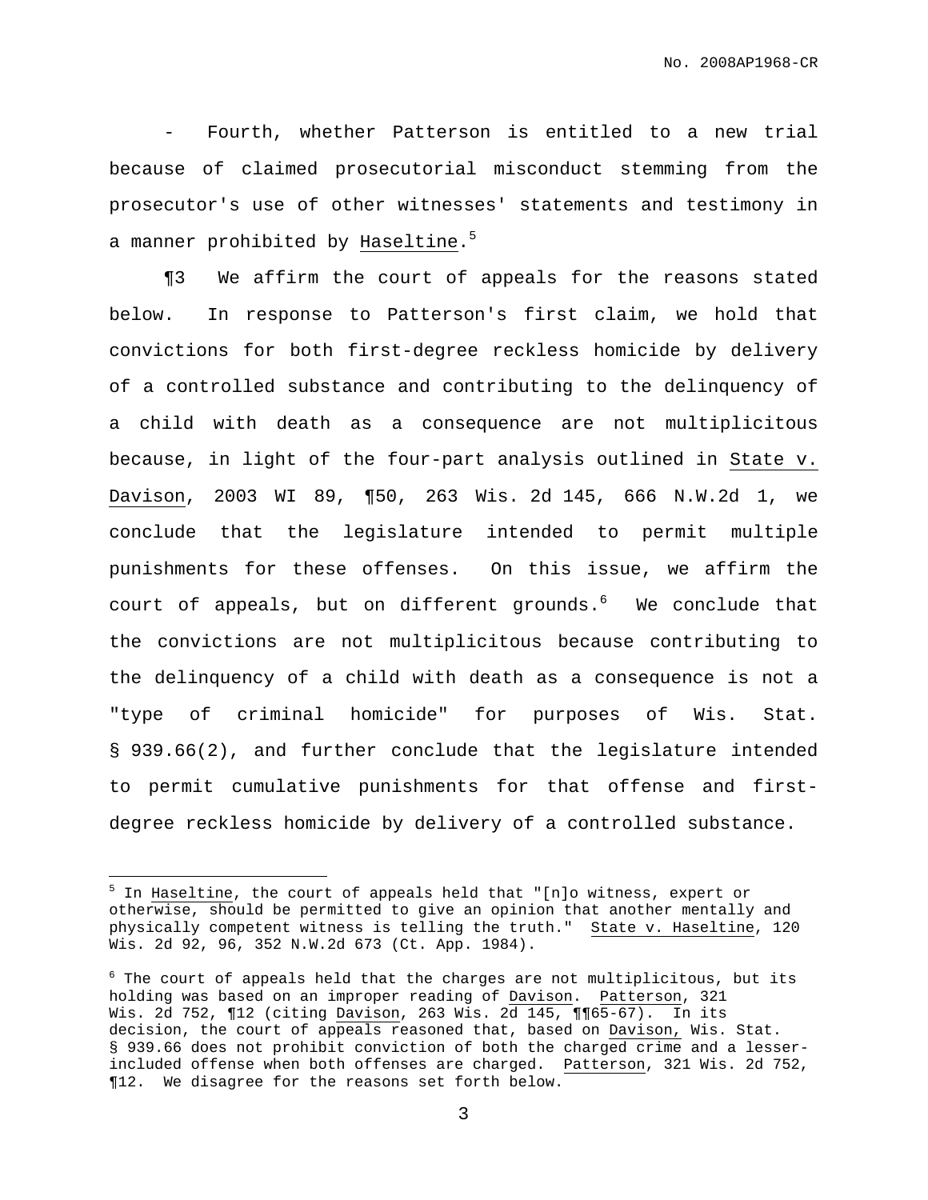- Fourth, whether Patterson is entitled to a new trial because of claimed prosecutorial misconduct stemming from the prosecutor's use of other witnesses' statements and testimony in a manner prohibited by Haseltine.[5]

¶3 We affirm the court of appeals for the reasons stated below. In response to Patterson's first claim, we hold that convictions for both first-degree reckless homicide by delivery of a controlled substance and contributing to the delinquency of a child with death as a consequence are not multiplicitous because, in light of the four-part analysis outlined in State v. Davison, 2003 WI 89, ¶50, 263 Wis. 2d 145, 666 N.W.2d 1, we conclude that the legislature intended to permit multiple punishments for these offenses. On this issue, we affirm the court of appeals, but on different grounds.[6] We conclude that the convictions are not multiplicitous because contributing to the delinquency of a child with death as a consequence is not a "type of criminal homicide" for purposes of Wis. Stat. § 939.66(2), and further conclude that the legislature intended to permit cumulative punishments for that offense and first-degree reckless homicide by delivery of a controlled substance.

---

[5] In Haseltine, the court of appeals held that "[n]o witness, expert or otherwise, should be permitted to give an opinion that another mentally and physically competent witness is telling the truth." State v. Haseltine, 120 Wis. 2d 92, 96, 352 N.W.2d 673 (Ct. App. 1984).

[6] The court of appeals held that the charges are not multiplicitous, but its holding was based on an improper reading of Davison. Patterson, 321 Wis. 2d 752, ¶12 (citing Davison, 263 Wis. 2d 145, ¶¶65-67). In its decision, the court of appeals reasoned that, based on Davison, Wis. Stat. § 939.66 does not prohibit conviction of both the charged crime and a lesser-included offense when both offenses are charged. Patterson, 321 Wis. 2d 752, ¶12. We disagree for the reasons set forth below.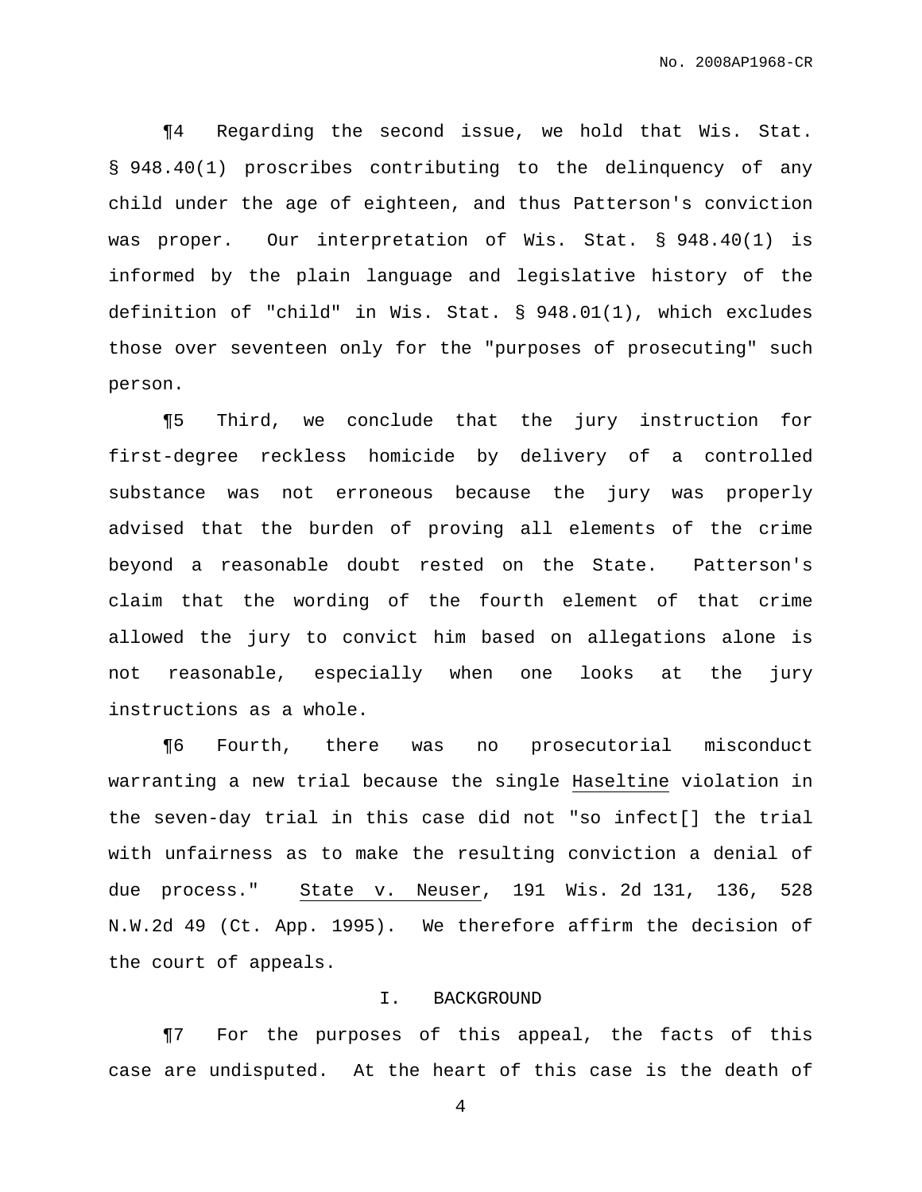¶4 Regarding the second issue, we hold that Wis. Stat. § 948.40(1) proscribes contributing to the delinquency of any child under the age of eighteen, and thus Patterson's conviction was proper. Our interpretation of Wis. Stat. § 948.40(1) is informed by the plain language and legislative history of the definition of "child" in Wis. Stat. § 948.01(1), which excludes those over seventeen only for the "purposes of prosecuting" such person.

¶5 Third, we conclude that the jury instruction for first-degree reckless homicide by delivery of a controlled substance was not erroneous because the jury was properly advised that the burden of proving all elements of the crime beyond a reasonable doubt rested on the State. Patterson's claim that the wording of the fourth element of that crime allowed the jury to convict him based on allegations alone is not reasonable, especially when one looks at the jury instructions as a whole.

¶6 Fourth, there was no prosecutorial misconduct warranting a new trial because the single Haseltine violation in the seven-day trial in this case did not "so infect[] the trial with unfairness as to make the resulting conviction a denial of due process." State v. Neuser, 191 Wis. 2d 131, 136, 528 N.W.2d 49 (Ct. App. 1995). We therefore affirm the decision of the court of appeals.

## I. BACKGROUND

¶7 For the purposes of this appeal, the facts of this case are undisputed. At the heart of this case is the death of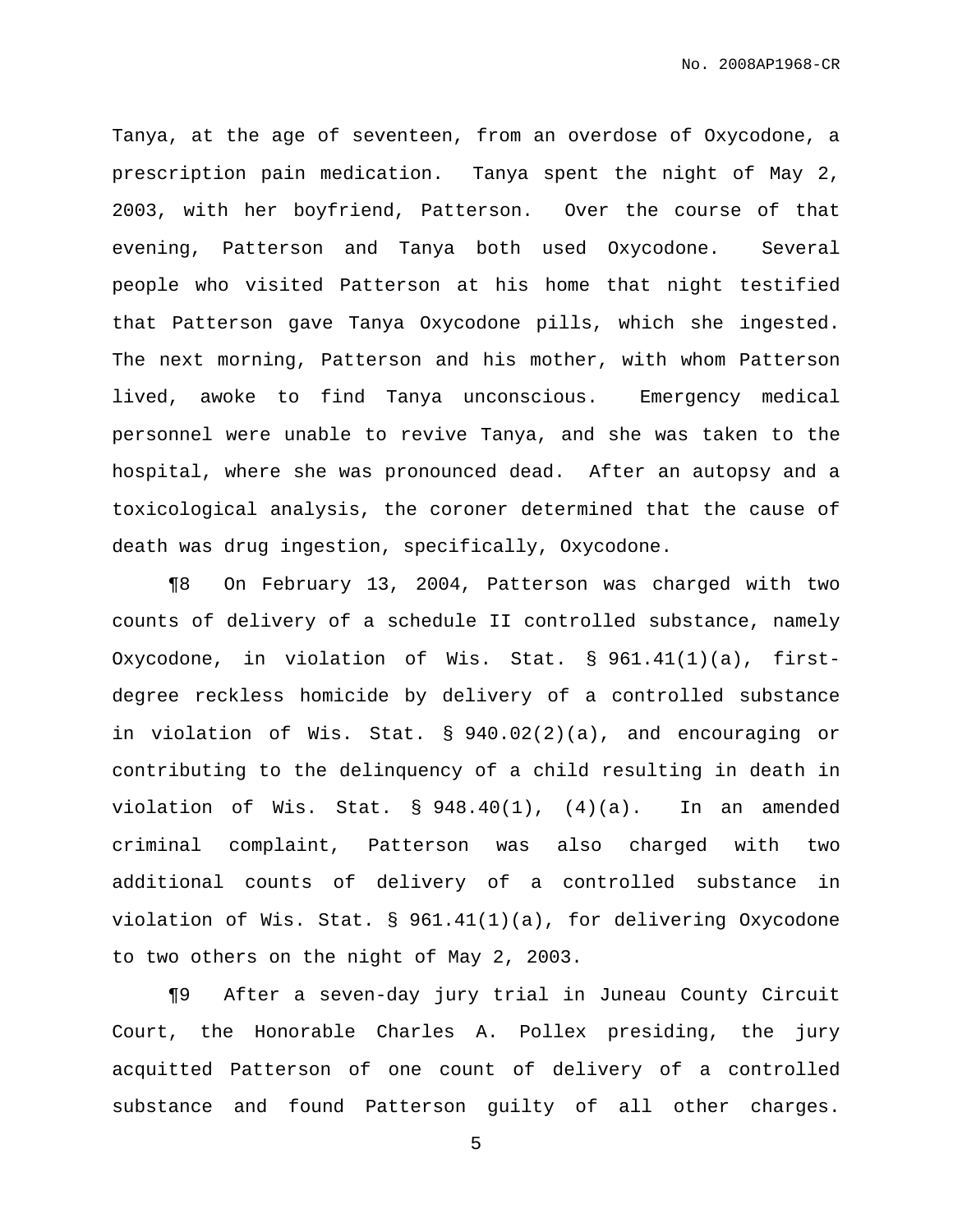Tanya, at the age of seventeen, from an overdose of Oxycodone, a prescription pain medication. Tanya spent the night of May 2, 2003, with her boyfriend, Patterson. Over the course of that evening, Patterson and Tanya both used Oxycodone. Several people who visited Patterson at his home that night testified that Patterson gave Tanya Oxycodone pills, which she ingested. The next morning, Patterson and his mother, with whom Patterson lived, awoke to find Tanya unconscious. Emergency medical personnel were unable to revive Tanya, and she was taken to the hospital, where she was pronounced dead. After an autopsy and a toxicological analysis, the coroner determined that the cause of death was drug ingestion, specifically, Oxycodone.

¶8 On February 13, 2004, Patterson was charged with two counts of delivery of a schedule II controlled substance, namely Oxycodone, in violation of Wis. Stat. § 961.41(1)(a), first-degree reckless homicide by delivery of a controlled substance in violation of Wis. Stat. § 940.02(2)(a), and encouraging or contributing to the delinquency of a child resulting in death in violation of Wis. Stat. § 948.40(1), (4)(a). In an amended criminal complaint, Patterson was also charged with two additional counts of delivery of a controlled substance in violation of Wis. Stat. § 961.41(1)(a), for delivering Oxycodone to two others on the night of May 2, 2003.

¶9 After a seven-day jury trial in Juneau County Circuit Court, the Honorable Charles A. Pollex presiding, the jury acquitted Patterson of one count of delivery of a controlled substance and found Patterson guilty of all other charges.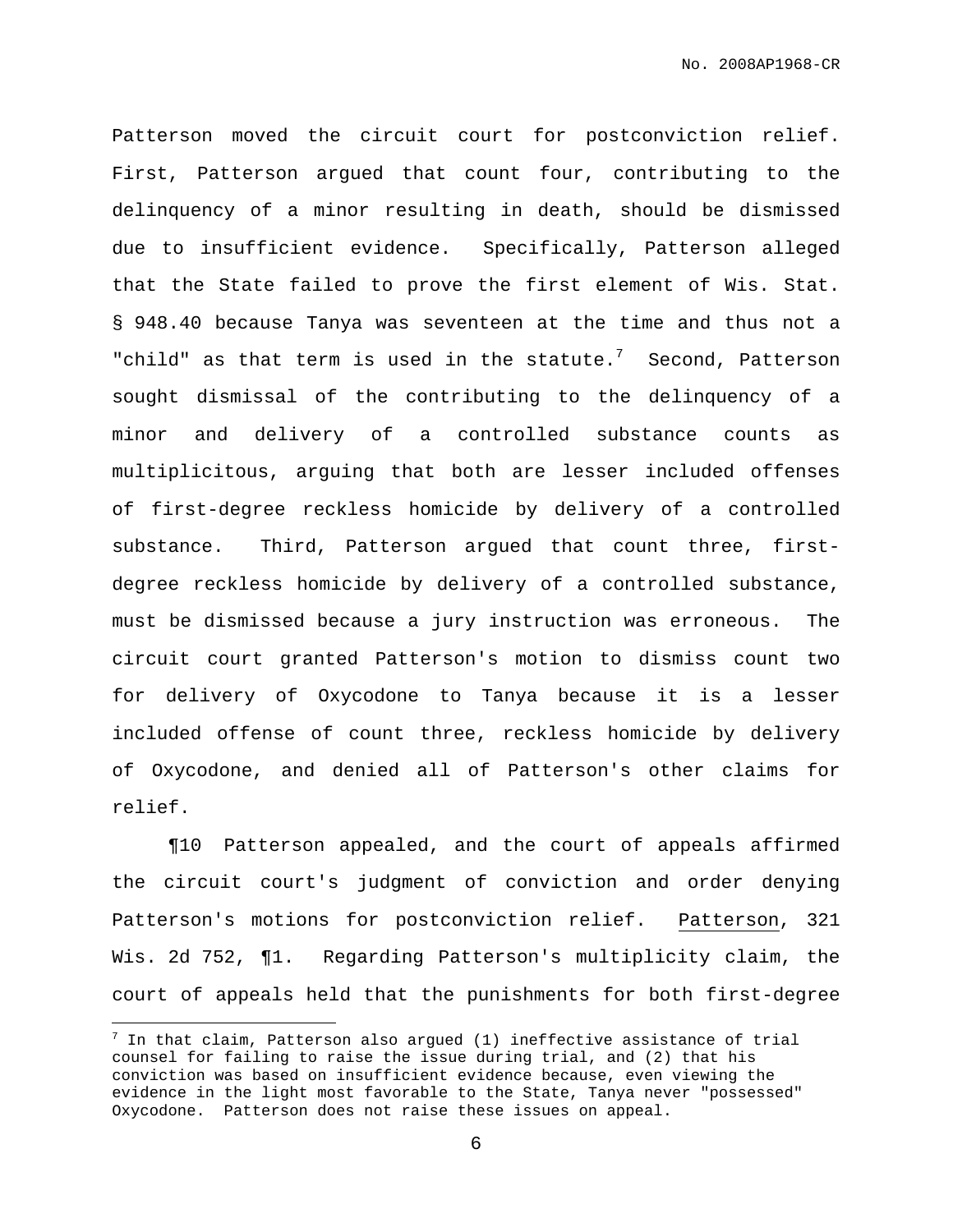Patterson moved the circuit court for postconviction relief. First, Patterson argued that count four, contributing to the delinquency of a minor resulting in death, should be dismissed due to insufficient evidence. Specifically, Patterson alleged that the State failed to prove the first element of Wis. Stat. § 948.40 because Tanya was seventeen at the time and thus not a "child" as that term is used in the statute.[7] Second, Patterson sought dismissal of the contributing to the delinquency of a minor and delivery of a controlled substance counts as multiplicitous, arguing that both are lesser included offenses of first-degree reckless homicide by delivery of a controlled substance. Third, Patterson argued that count three, first-degree reckless homicide by delivery of a controlled substance, must be dismissed because a jury instruction was erroneous. The circuit court granted Patterson's motion to dismiss count two for delivery of Oxycodone to Tanya because it is a lesser included offense of count three, reckless homicide by delivery of Oxycodone, and denied all of Patterson's other claims for relief.

¶10 Patterson appealed, and the court of appeals affirmed the circuit court's judgment of conviction and order denying Patterson's motions for postconviction relief. Patterson, 321 Wis. 2d 752, ¶1. Regarding Patterson's multiplicity claim, the court of appeals held that the punishments for both first-degree

---

[7] In that claim, Patterson also argued (1) ineffective assistance of trial counsel for failing to raise the issue during trial, and (2) that his conviction was based on insufficient evidence because, even viewing the evidence in the light most favorable to the State, Tanya never "possessed" Oxycodone. Patterson does not raise these issues on appeal.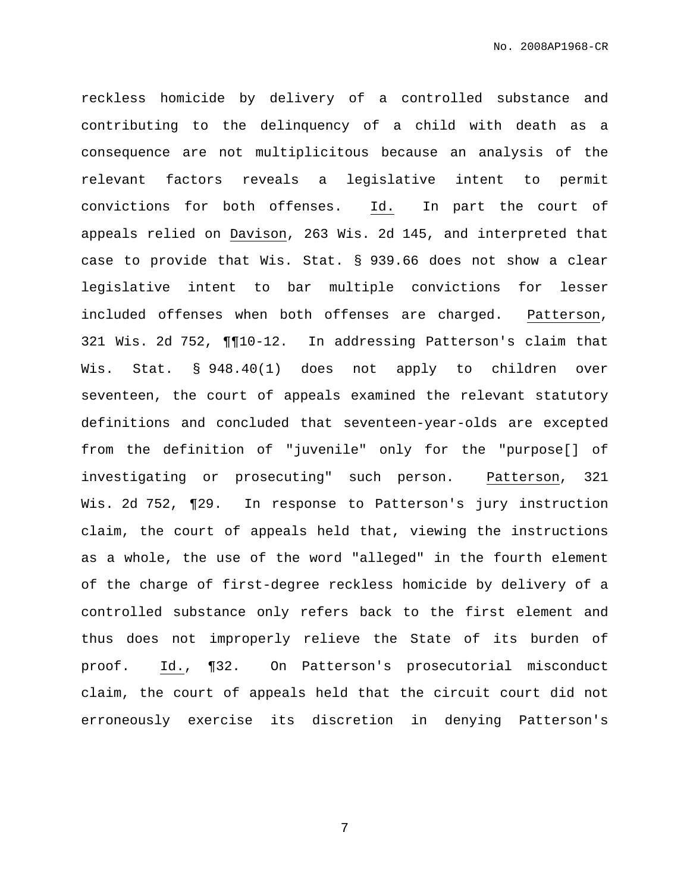reckless homicide by delivery of a controlled substance and contributing to the delinquency of a child with death as a consequence are not multiplicitous because an analysis of the relevant factors reveals a legislative intent to permit convictions for both offenses. Id. In part the court of appeals relied on Davison, 263 Wis. 2d 145, and interpreted that case to provide that Wis. Stat. § 939.66 does not show a clear legislative intent to bar multiple convictions for lesser included offenses when both offenses are charged. Patterson, 321 Wis. 2d 752, ¶¶10-12. In addressing Patterson's claim that Wis. Stat. § 948.40(1) does not apply to children over seventeen, the court of appeals examined the relevant statutory definitions and concluded that seventeen-year-olds are excepted from the definition of "juvenile" only for the "purpose[] of investigating or prosecuting" such person. Patterson, 321 Wis. 2d 752, ¶29. In response to Patterson's jury instruction claim, the court of appeals held that, viewing the instructions as a whole, the use of the word "alleged" in the fourth element of the charge of first-degree reckless homicide by delivery of a controlled substance only refers back to the first element and thus does not improperly relieve the State of its burden of proof. Id., ¶32. On Patterson's prosecutorial misconduct claim, the court of appeals held that the circuit court did not erroneously exercise its discretion in denying Patterson's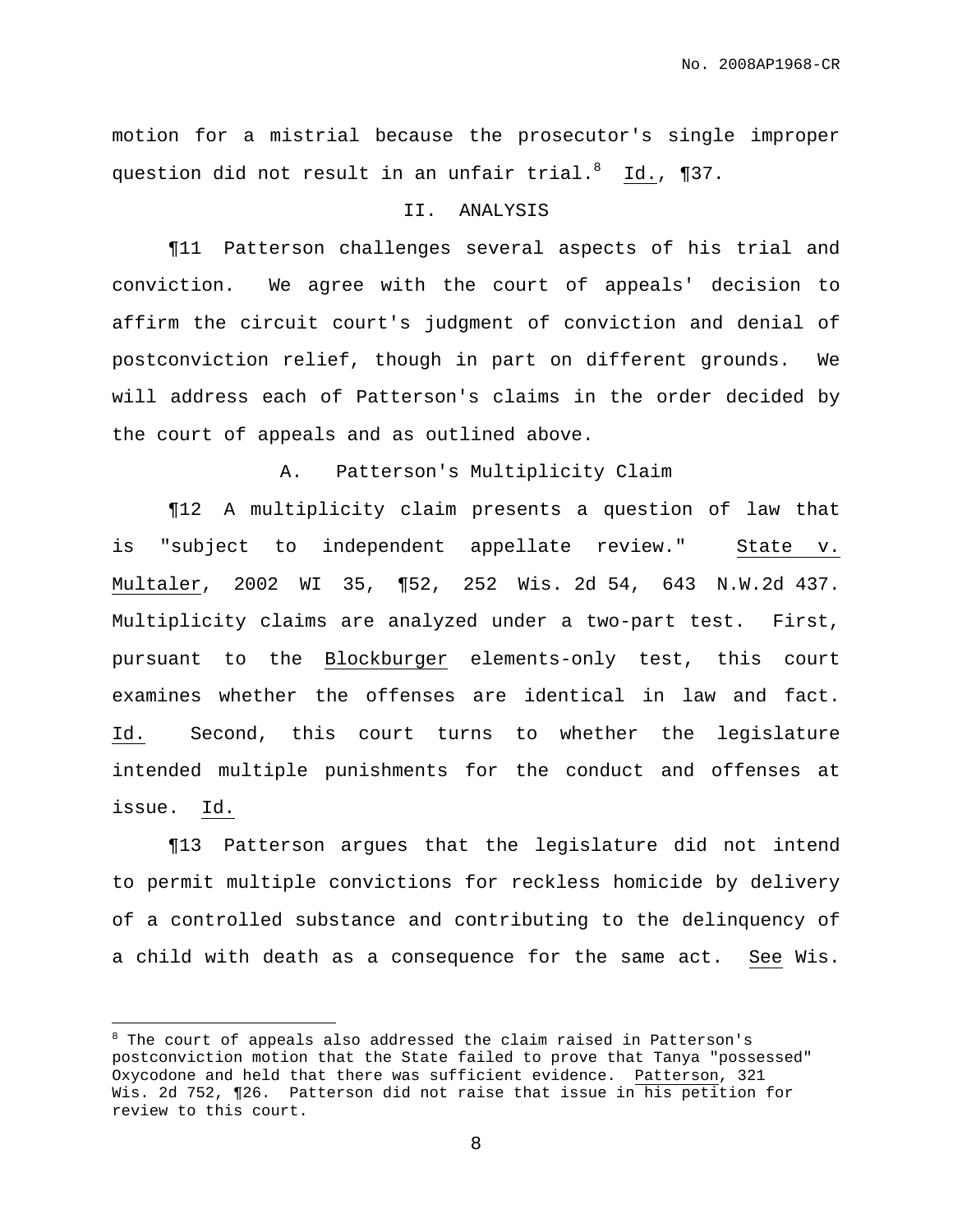motion for a mistrial because the prosecutor's single improper question did not result in an unfair trial.[8] Id., ¶37.

## II. ANALYSIS

¶11 Patterson challenges several aspects of his trial and conviction. We agree with the court of appeals' decision to affirm the circuit court's judgment of conviction and denial of postconviction relief, though in part on different grounds. We will address each of Patterson's claims in the order decided by the court of appeals and as outlined above.

### A. Patterson's Multiplicity Claim

¶12 A multiplicity claim presents a question of law that is "subject to independent appellate review." State v. Multaler, 2002 WI 35, ¶52, 252 Wis. 2d 54, 643 N.W.2d 437. Multiplicity claims are analyzed under a two-part test. First, pursuant to the Blockburger elements-only test, this court examines whether the offenses are identical in law and fact. Id. Second, this court turns to whether the legislature intended multiple punishments for the conduct and offenses at issue. Id.

¶13 Patterson argues that the legislature did not intend to permit multiple convictions for reckless homicide by delivery of a controlled substance and contributing to the delinquency of a child with death as a consequence for the same act. See Wis.

---

[8] The court of appeals also addressed the claim raised in Patterson's postconviction motion that the State failed to prove that Tanya "possessed" Oxycodone and held that there was sufficient evidence. Patterson, 321 Wis. 2d 752, ¶26. Patterson did not raise that issue in his petition for review to this court.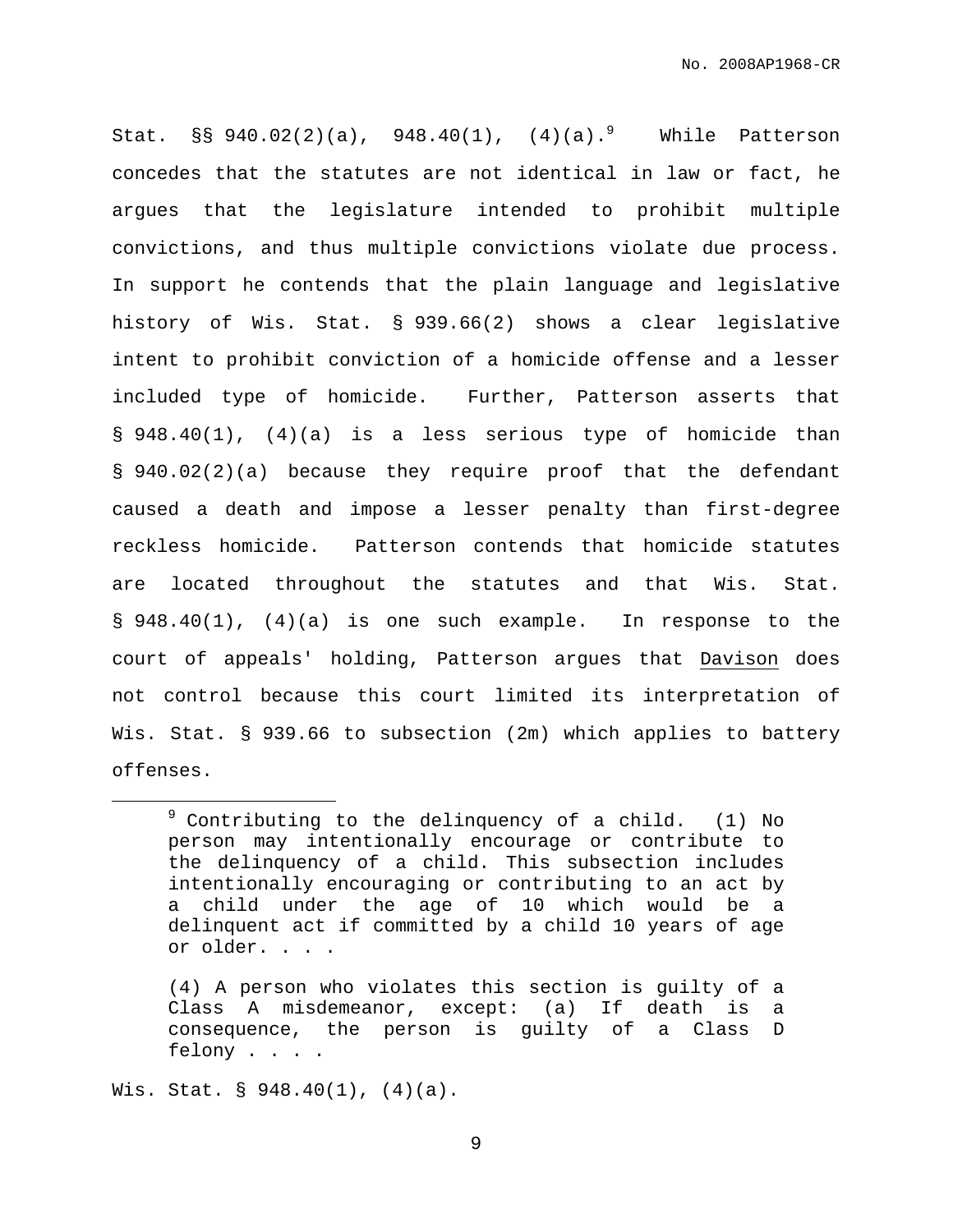Stat. §§ 940.02(2)(a), 948.40(1), (4)(a).[9] While Patterson concedes that the statutes are not identical in law or fact, he argues that the legislature intended to prohibit multiple convictions, and thus multiple convictions violate due process. In support he contends that the plain language and legislative history of Wis. Stat. § 939.66(2) shows a clear legislative intent to prohibit conviction of a homicide offense and a lesser included type of homicide. Further, Patterson asserts that § 948.40(1), (4)(a) is a less serious type of homicide than § 940.02(2)(a) because they require proof that the defendant caused a death and impose a lesser penalty than first-degree reckless homicide. Patterson contends that homicide statutes are located throughout the statutes and that Wis. Stat. § 948.40(1), (4)(a) is one such example. In response to the court of appeals' holding, Patterson argues that Davison does not control because this court limited its interpretation of Wis. Stat. § 939.66 to subsection (2m) which applies to battery offenses.

---

[9] Contributing to the delinquency of a child. (1) No person may intentionally encourage or contribute to the delinquency of a child. This subsection includes intentionally encouraging or contributing to an act by a child under the age of 10 which would be a delinquent act if committed by a child 10 years of age or older. . . .

> (4) A person who violates this section is guilty of a Class A misdemeanor, except: (a) If death is a consequence, the person is guilty of a Class D felony . . . .

Wis. Stat. § 948.40(1), (4)(a).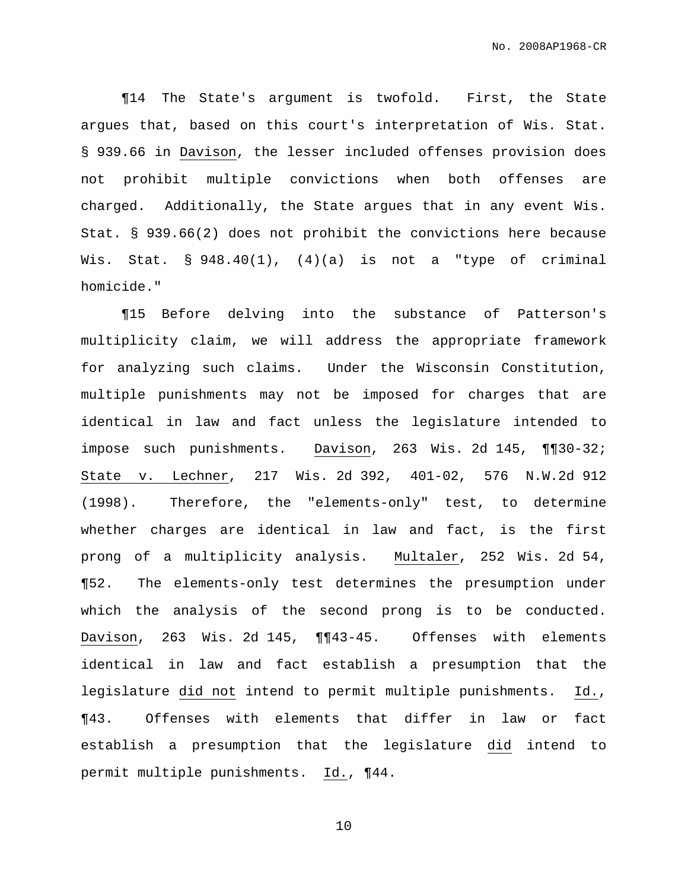¶14 The State's argument is twofold. First, the State argues that, based on this court's interpretation of Wis. Stat. § 939.66 in Davison, the lesser included offenses provision does not prohibit multiple convictions when both offenses are charged. Additionally, the State argues that in any event Wis. Stat. § 939.66(2) does not prohibit the convictions here because Wis. Stat. § 948.40(1), (4)(a) is not a "type of criminal homicide."

¶15 Before delving into the substance of Patterson's multiplicity claim, we will address the appropriate framework for analyzing such claims. Under the Wisconsin Constitution, multiple punishments may not be imposed for charges that are identical in law and fact unless the legislature intended to impose such punishments. Davison, 263 Wis. 2d 145, ¶¶30-32; State v. Lechner, 217 Wis. 2d 392, 401-02, 576 N.W.2d 912 (1998). Therefore, the "elements-only" test, to determine whether charges are identical in law and fact, is the first prong of a multiplicity analysis. Multaler, 252 Wis. 2d 54, ¶52. The elements-only test determines the presumption under which the analysis of the second prong is to be conducted. Davison, 263 Wis. 2d 145, ¶¶43-45. Offenses with elements identical in law and fact establish a presumption that the legislature did not intend to permit multiple punishments. Id., ¶43. Offenses with elements that differ in law or fact establish a presumption that the legislature did intend to permit multiple punishments. Id., ¶44.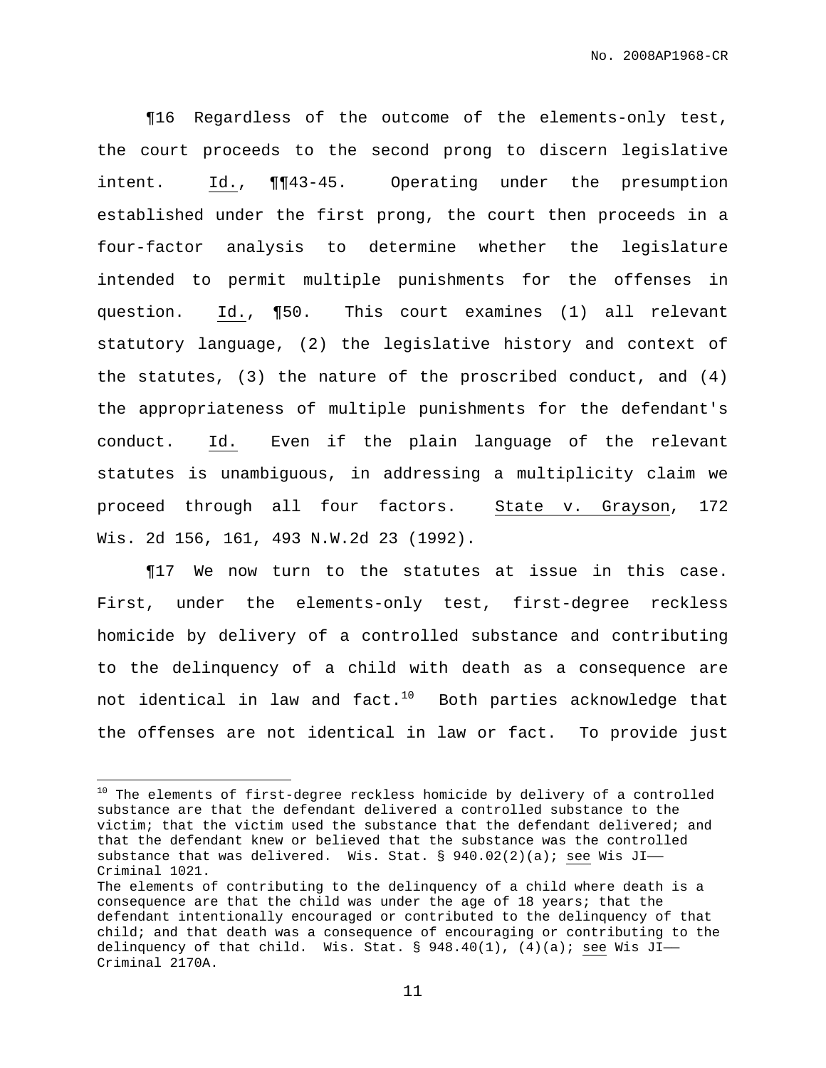¶16 Regardless of the outcome of the elements-only test, the court proceeds to the second prong to discern legislative intent. Id., ¶¶43-45. Operating under the presumption established under the first prong, the court then proceeds in a four-factor analysis to determine whether the legislature intended to permit multiple punishments for the offenses in question. Id., ¶50. This court examines (1) all relevant statutory language, (2) the legislative history and context of the statutes, (3) the nature of the proscribed conduct, and (4) the appropriateness of multiple punishments for the defendant's conduct. Id. Even if the plain language of the relevant statutes is unambiguous, in addressing a multiplicity claim we proceed through all four factors. State v. Grayson, 172 Wis. 2d 156, 161, 493 N.W.2d 23 (1992).

¶17 We now turn to the statutes at issue in this case. First, under the elements-only test, first-degree reckless homicide by delivery of a controlled substance and contributing to the delinquency of a child with death as a consequence are not identical in law and fact.[10] Both parties acknowledge that the offenses are not identical in law or fact. To provide just

---

[10] The elements of first-degree reckless homicide by delivery of a controlled substance are that the defendant delivered a controlled substance to the victim; that the victim used the substance that the defendant delivered; and that the defendant knew or believed that the substance was the controlled substance that was delivered. Wis. Stat. § 940.02(2)(a); see Wis JI—— Criminal 1021.

The elements of contributing to the delinquency of a child where death is a consequence are that the child was under the age of 18 years; that the defendant intentionally encouraged or contributed to the delinquency of that child; and that death was a consequence of encouraging or contributing to the delinquency of that child. Wis. Stat. § 948.40(1), (4)(a); see Wis JI—— Criminal 2170A.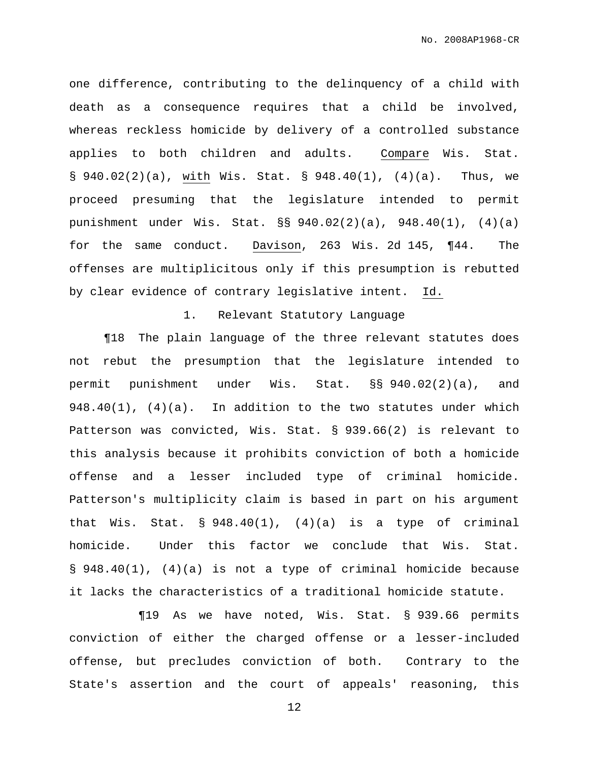one difference, contributing to the delinquency of a child with death as a consequence requires that a child be involved, whereas reckless homicide by delivery of a controlled substance applies to both children and adults. Compare Wis. Stat. § 940.02(2)(a), with Wis. Stat. § 948.40(1), (4)(a). Thus, we proceed presuming that the legislature intended to permit punishment under Wis. Stat. §§ 940.02(2)(a), 948.40(1), (4)(a) for the same conduct. Davison, 263 Wis. 2d 145, ¶44. The offenses are multiplicitous only if this presumption is rebutted by clear evidence of contrary legislative intent. Id.

1. Relevant Statutory Language

¶18 The plain language of the three relevant statutes does not rebut the presumption that the legislature intended to permit punishment under Wis. Stat. §§ 940.02(2)(a), and 948.40(1), (4)(a). In addition to the two statutes under which Patterson was convicted, Wis. Stat. § 939.66(2) is relevant to this analysis because it prohibits conviction of both a homicide offense and a lesser included type of criminal homicide. Patterson's multiplicity claim is based in part on his argument that Wis. Stat. § 948.40(1), (4)(a) is a type of criminal homicide. Under this factor we conclude that Wis. Stat. § 948.40(1), (4)(a) is not a type of criminal homicide because it lacks the characteristics of a traditional homicide statute.

¶19 As we have noted, Wis. Stat. § 939.66 permits conviction of either the charged offense or a lesser-included offense, but precludes conviction of both. Contrary to the State's assertion and the court of appeals' reasoning, this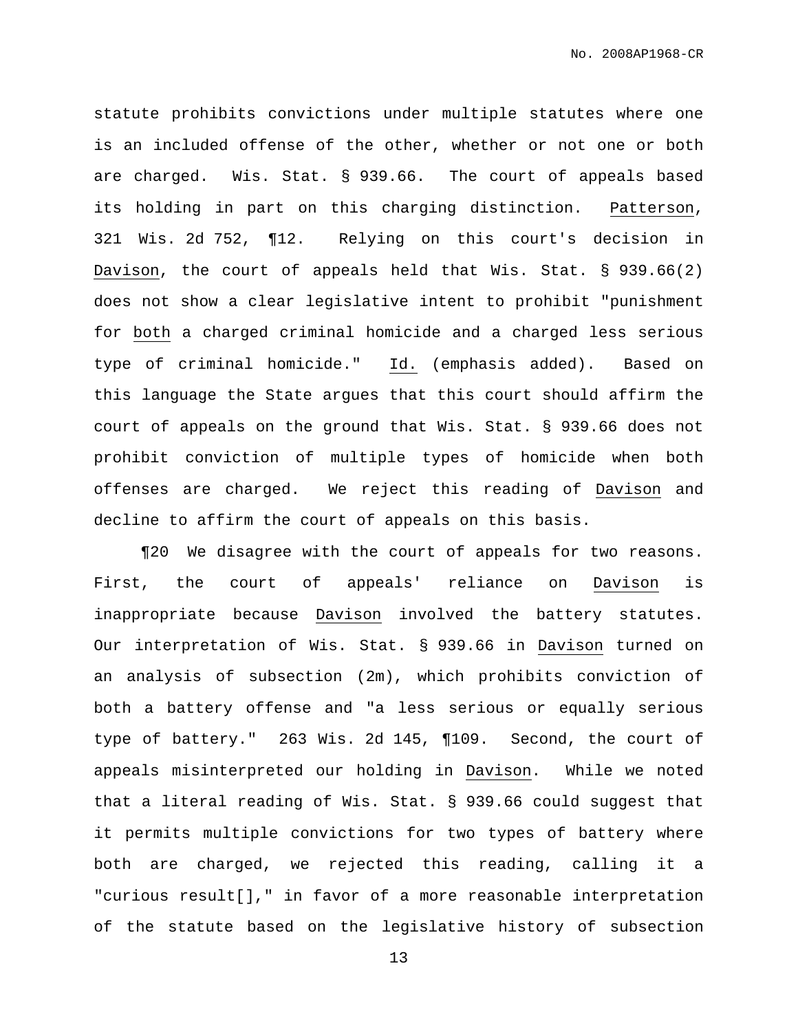statute prohibits convictions under multiple statutes where one is an included offense of the other, whether or not one or both are charged. Wis. Stat. § 939.66. The court of appeals based its holding in part on this charging distinction. Patterson, 321 Wis. 2d 752, ¶12. Relying on this court's decision in Davison, the court of appeals held that Wis. Stat. § 939.66(2) does not show a clear legislative intent to prohibit "punishment for both a charged criminal homicide and a charged less serious type of criminal homicide." Id. (emphasis added). Based on this language the State argues that this court should affirm the court of appeals on the ground that Wis. Stat. § 939.66 does not prohibit conviction of multiple types of homicide when both offenses are charged. We reject this reading of Davison and decline to affirm the court of appeals on this basis.

¶20 We disagree with the court of appeals for two reasons. First, the court of appeals' reliance on Davison is inappropriate because Davison involved the battery statutes. Our interpretation of Wis. Stat. § 939.66 in Davison turned on an analysis of subsection (2m), which prohibits conviction of both a battery offense and "a less serious or equally serious type of battery." 263 Wis. 2d 145, ¶109. Second, the court of appeals misinterpreted our holding in Davison. While we noted that a literal reading of Wis. Stat. § 939.66 could suggest that it permits multiple convictions for two types of battery where both are charged, we rejected this reading, calling it a "curious result[]," in favor of a more reasonable interpretation of the statute based on the legislative history of subsection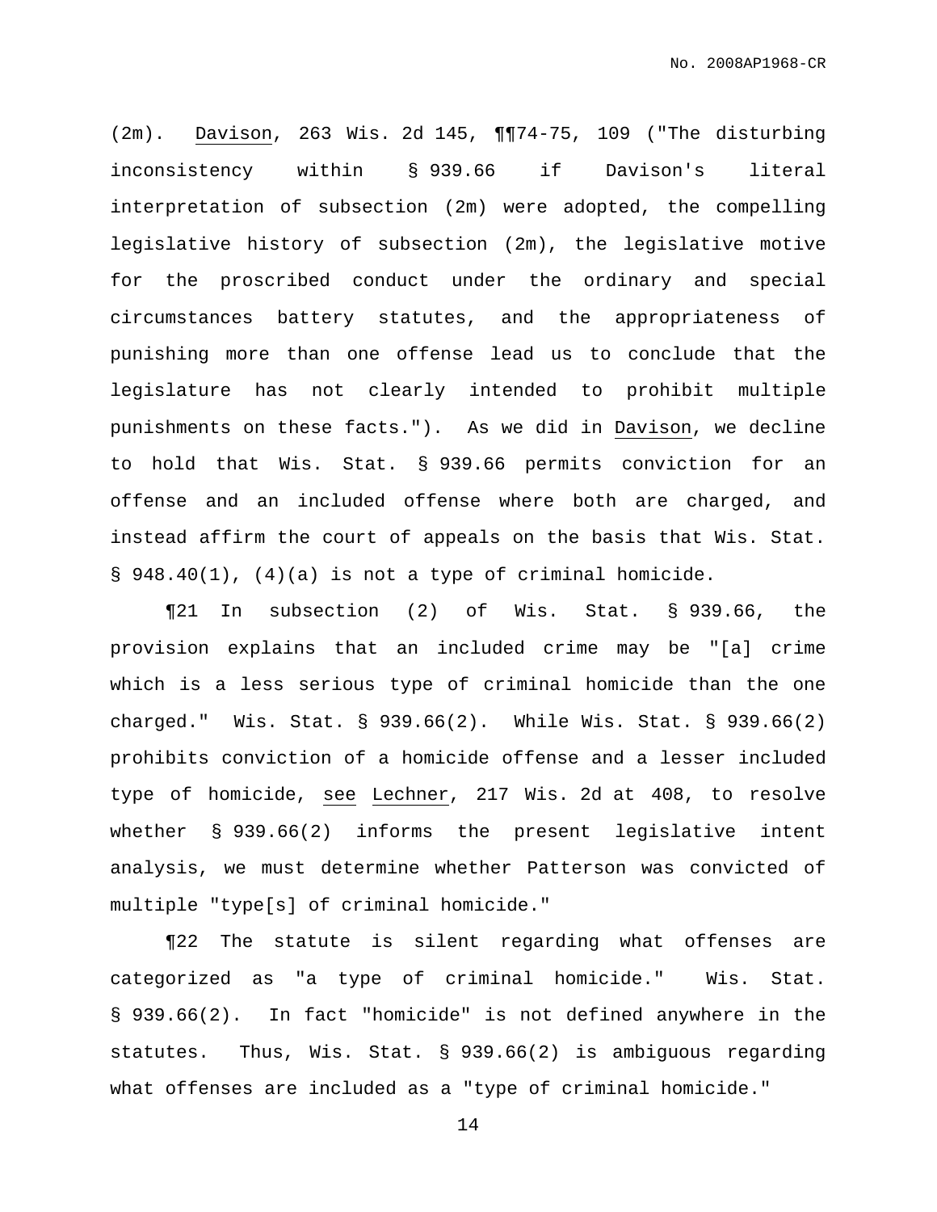(2m). Davison, 263 Wis. 2d 145, ¶¶74-75, 109 ("The disturbing inconsistency within § 939.66 if Davison's literal interpretation of subsection (2m) were adopted, the compelling legislative history of subsection (2m), the legislative motive for the proscribed conduct under the ordinary and special circumstances battery statutes, and the appropriateness of punishing more than one offense lead us to conclude that the legislature has not clearly intended to prohibit multiple punishments on these facts."). As we did in Davison, we decline to hold that Wis. Stat. § 939.66 permits conviction for an offense and an included offense where both are charged, and instead affirm the court of appeals on the basis that Wis. Stat. § 948.40(1), (4)(a) is not a type of criminal homicide.

¶21 In subsection (2) of Wis. Stat. § 939.66, the provision explains that an included crime may be "[a] crime which is a less serious type of criminal homicide than the one charged." Wis. Stat. § 939.66(2). While Wis. Stat. § 939.66(2) prohibits conviction of a homicide offense and a lesser included type of homicide, see Lechner, 217 Wis. 2d at 408, to resolve whether § 939.66(2) informs the present legislative intent analysis, we must determine whether Patterson was convicted of multiple "type[s] of criminal homicide."

¶22 The statute is silent regarding what offenses are categorized as "a type of criminal homicide." Wis. Stat. § 939.66(2). In fact "homicide" is not defined anywhere in the statutes. Thus, Wis. Stat. § 939.66(2) is ambiguous regarding what offenses are included as a "type of criminal homicide."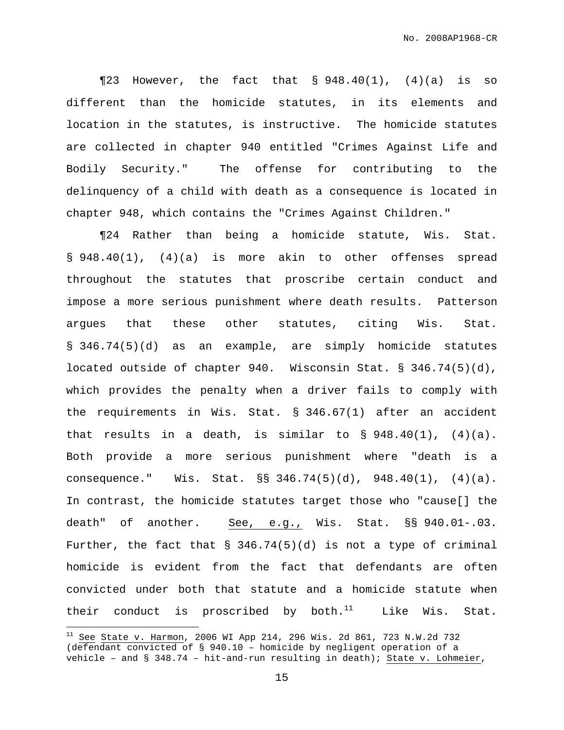¶23 However, the fact that § 948.40(1), (4)(a) is so different than the homicide statutes, in its elements and location in the statutes, is instructive. The homicide statutes are collected in chapter 940 entitled "Crimes Against Life and Bodily Security." The offense for contributing to the delinquency of a child with death as a consequence is located in chapter 948, which contains the "Crimes Against Children."

¶24 Rather than being a homicide statute, Wis. Stat. § 948.40(1), (4)(a) is more akin to other offenses spread throughout the statutes that proscribe certain conduct and impose a more serious punishment where death results. Patterson argues that these other statutes, citing Wis. Stat. § 346.74(5)(d) as an example, are simply homicide statutes located outside of chapter 940. Wisconsin Stat. § 346.74(5)(d), which provides the penalty when a driver fails to comply with the requirements in Wis. Stat. § 346.67(1) after an accident that results in a death, is similar to § 948.40(1), (4)(a). Both provide a more serious punishment where "death is a consequence." Wis. Stat. §§ 346.74(5)(d), 948.40(1), (4)(a). In contrast, the homicide statutes target those who "cause[] the death" of another. See, e.g., Wis. Stat. §§ 940.01-.03. Further, the fact that § 346.74(5)(d) is not a type of criminal homicide is evident from the fact that defendants are often convicted under both that statute and a homicide statute when their conduct is proscribed by both.[11] Like Wis. Stat.

---

[11] See State v. Harmon, 2006 WI App 214, 296 Wis. 2d 861, 723 N.W.2d 732 (defendant convicted of § 940.10 – homicide by negligent operation of a vehicle – and § 348.74 – hit-and-run resulting in death); State v. Lohmeier,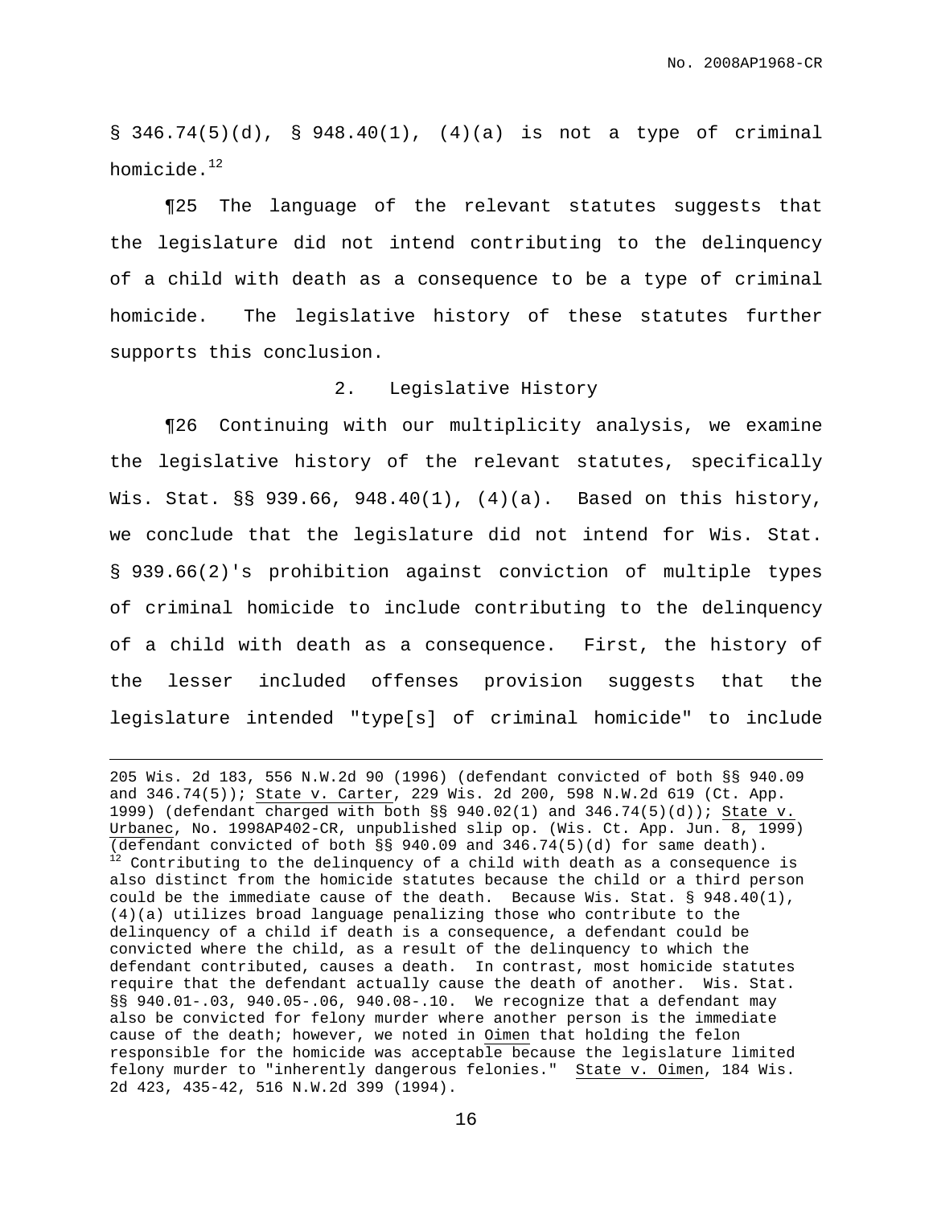§ 346.74(5)(d), § 948.40(1), (4)(a) is not a type of criminal homicide.[12]

¶25 The language of the relevant statutes suggests that the legislature did not intend contributing to the delinquency of a child with death as a consequence to be a type of criminal homicide. The legislative history of these statutes further supports this conclusion.

## 2. Legislative History

¶26 Continuing with our multiplicity analysis, we examine the legislative history of the relevant statutes, specifically Wis. Stat. §§ 939.66, 948.40(1), (4)(a). Based on this history, we conclude that the legislature did not intend for Wis. Stat. § 939.66(2)'s prohibition against conviction of multiple types of criminal homicide to include contributing to the delinquency of a child with death as a consequence. First, the history of the lesser included offenses provision suggests that the legislature intended "type[s] of criminal homicide" to include

---

205 Wis. 2d 183, 556 N.W.2d 90 (1996) (defendant convicted of both §§ 940.09 and 346.74(5)); State v. Carter, 229 Wis. 2d 200, 598 N.W.2d 619 (Ct. App. 1999) (defendant charged with both §§ 940.02(1) and 346.74(5)(d)); State v. Urbanec, No. 1998AP402-CR, unpublished slip op. (Wis. Ct. App. Jun. 8, 1999) (defendant convicted of both §§ 940.09 and 346.74(5)(d) for same death).

[12] Contributing to the delinquency of a child with death as a consequence is also distinct from the homicide statutes because the child or a third person could be the immediate cause of the death. Because Wis. Stat. § 948.40(1), (4)(a) utilizes broad language penalizing those who contribute to the delinquency of a child if death is a consequence, a defendant could be convicted where the child, as a result of the delinquency to which the defendant contributed, causes a death. In contrast, most homicide statutes require that the defendant actually cause the death of another. Wis. Stat. §§ 940.01-.03, 940.05-.06, 940.08-.10. We recognize that a defendant may also be convicted for felony murder where another person is the immediate cause of the death; however, we noted in Oimen that holding the felon responsible for the homicide was acceptable because the legislature limited felony murder to "inherently dangerous felonies." State v. Oimen, 184 Wis. 2d 423, 435-42, 516 N.W.2d 399 (1994).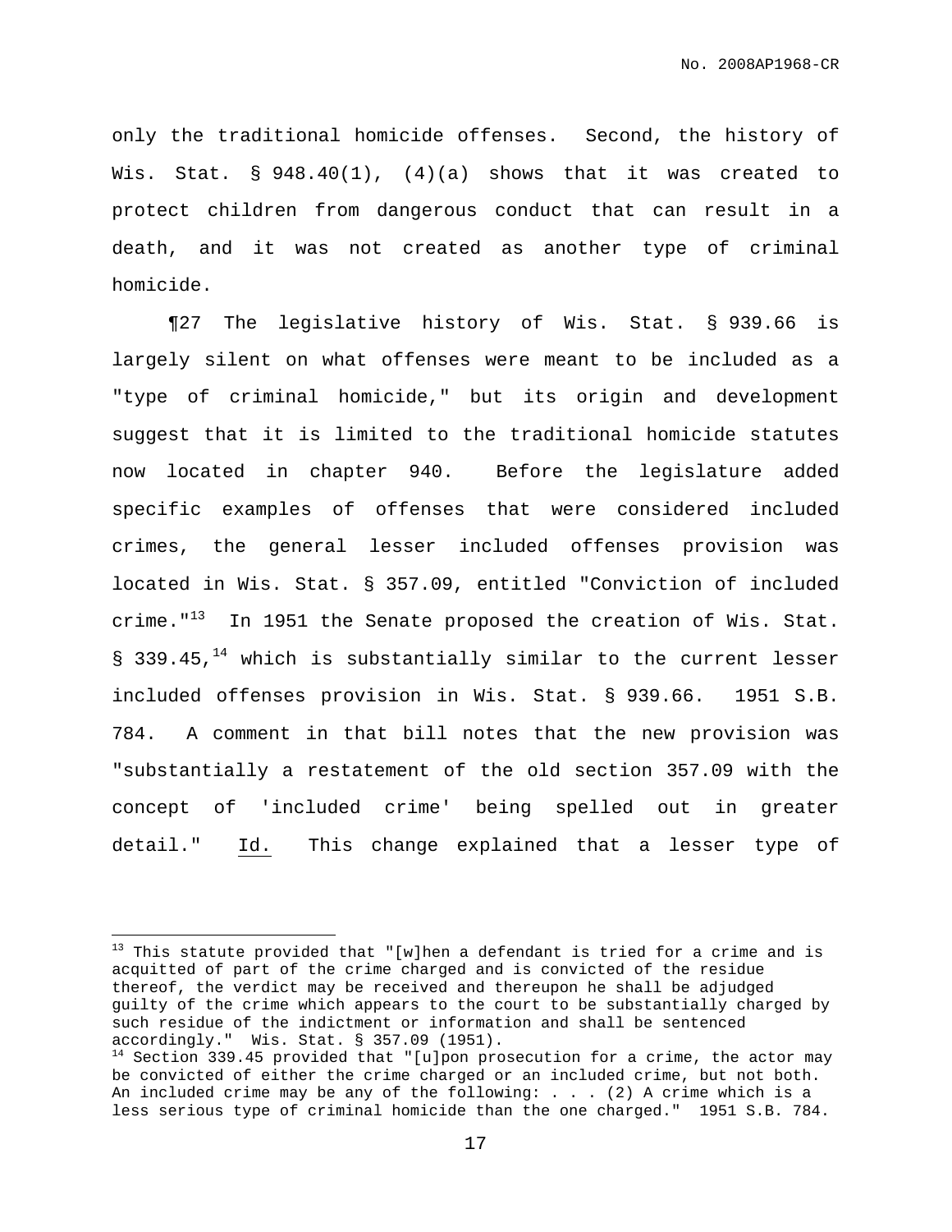only the traditional homicide offenses. Second, the history of Wis. Stat. § 948.40(1), (4)(a) shows that it was created to protect children from dangerous conduct that can result in a death, and it was not created as another type of criminal homicide.

¶27 The legislative history of Wis. Stat. § 939.66 is largely silent on what offenses were meant to be included as a "type of criminal homicide," but its origin and development suggest that it is limited to the traditional homicide statutes now located in chapter 940. Before the legislature added specific examples of offenses that were considered included crimes, the general lesser included offenses provision was located in Wis. Stat. § 357.09, entitled "Conviction of included crime."[13] In 1951 the Senate proposed the creation of Wis. Stat. § 339.45,[14] which is substantially similar to the current lesser included offenses provision in Wis. Stat. § 939.66. 1951 S.B. 784. A comment in that bill notes that the new provision was "substantially a restatement of the old section 357.09 with the concept of 'included crime' being spelled out in greater detail." Id. This change explained that a lesser type of

---

[13] This statute provided that "[w]hen a defendant is tried for a crime and is acquitted of part of the crime charged and is convicted of the residue thereof, the verdict may be received and thereupon he shall be adjudged guilty of the crime which appears to the court to be substantially charged by such residue of the indictment or information and shall be sentenced accordingly." Wis. Stat. § 357.09 (1951).

[14] Section 339.45 provided that "[u]pon prosecution for a crime, the actor may be convicted of either the crime charged or an included crime, but not both. An included crime may be any of the following: . . . (2) A crime which is a less serious type of criminal homicide than the one charged." 1951 S.B. 784.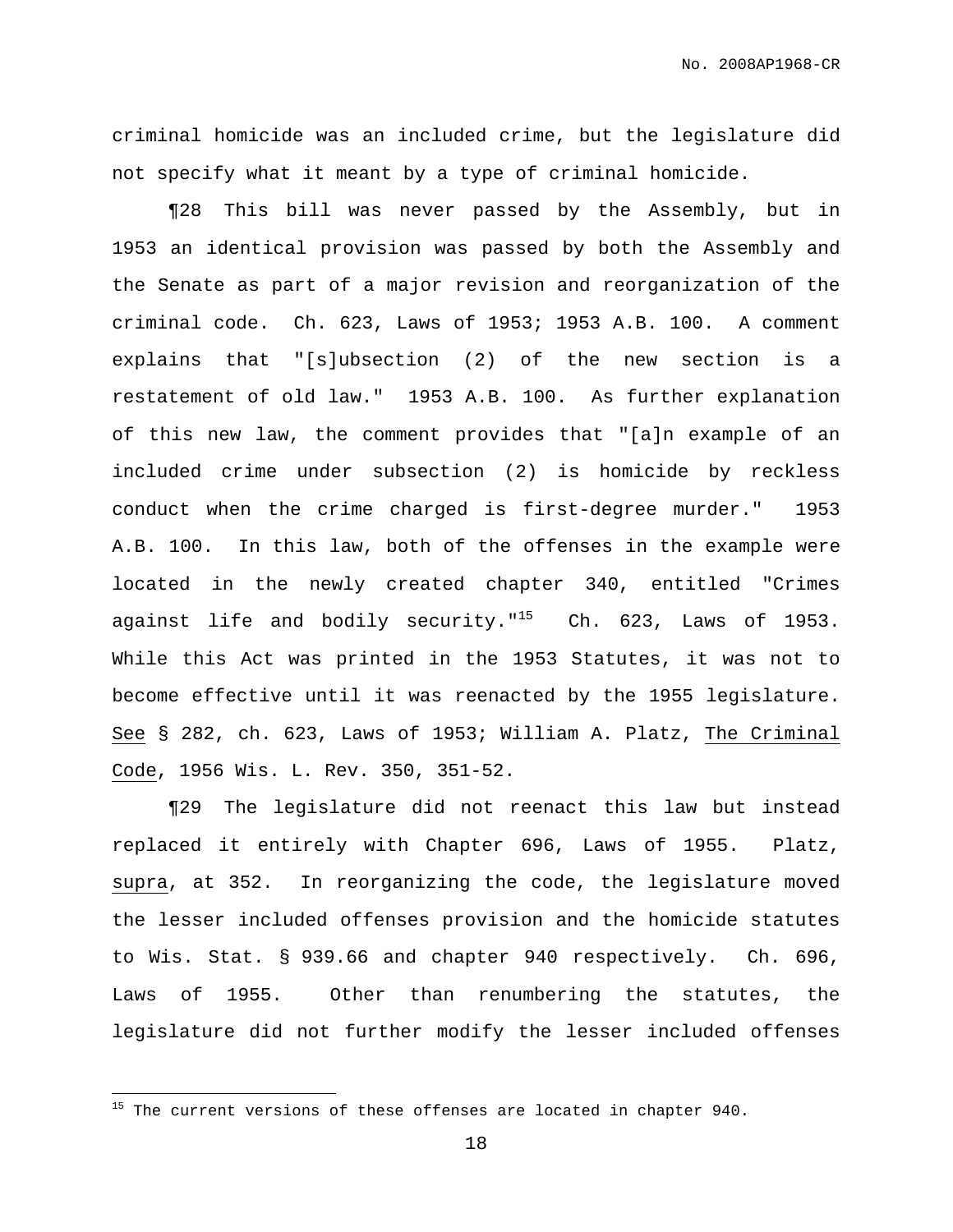criminal homicide was an included crime, but the legislature did not specify what it meant by a type of criminal homicide.

¶28 This bill was never passed by the Assembly, but in 1953 an identical provision was passed by both the Assembly and the Senate as part of a major revision and reorganization of the criminal code. Ch. 623, Laws of 1953; 1953 A.B. 100. A comment explains that "[s]ubsection (2) of the new section is a restatement of old law." 1953 A.B. 100. As further explanation of this new law, the comment provides that "[a]n example of an included crime under subsection (2) is homicide by reckless conduct when the crime charged is first-degree murder." 1953 A.B. 100. In this law, both of the offenses in the example were located in the newly created chapter 340, entitled "Crimes against life and bodily security."[15] Ch. 623, Laws of 1953. While this Act was printed in the 1953 Statutes, it was not to become effective until it was reenacted by the 1955 legislature. See § 282, ch. 623, Laws of 1953; William A. Platz, The Criminal Code, 1956 Wis. L. Rev. 350, 351-52.

¶29 The legislature did not reenact this law but instead replaced it entirely with Chapter 696, Laws of 1955. Platz, supra, at 352. In reorganizing the code, the legislature moved the lesser included offenses provision and the homicide statutes to Wis. Stat. § 939.66 and chapter 940 respectively. Ch. 696, Laws of 1955. Other than renumbering the statutes, the legislature did not further modify the lesser included offenses

[15] The current versions of these offenses are located in chapter 940.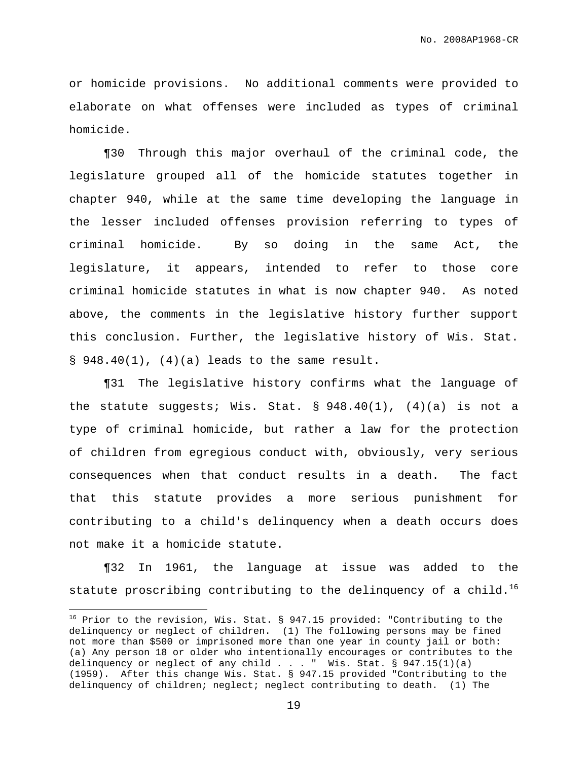or homicide provisions. No additional comments were provided to elaborate on what offenses were included as types of criminal homicide.

¶30 Through this major overhaul of the criminal code, the legislature grouped all of the homicide statutes together in chapter 940, while at the same time developing the language in the lesser included offenses provision referring to types of criminal homicide. By so doing in the same Act, the legislature, it appears, intended to refer to those core criminal homicide statutes in what is now chapter 940. As noted above, the comments in the legislative history further support this conclusion. Further, the legislative history of Wis. Stat. § 948.40(1), (4)(a) leads to the same result.

¶31 The legislative history confirms what the language of the statute suggests; Wis. Stat. § 948.40(1), (4)(a) is not a type of criminal homicide, but rather a law for the protection of children from egregious conduct with, obviously, very serious consequences when that conduct results in a death. The fact that this statute provides a more serious punishment for contributing to a child's delinquency when a death occurs does not make it a homicide statute.

¶32 In 1961, the language at issue was added to the statute proscribing contributing to the delinquency of a child.[16]

---

[16] Prior to the revision, Wis. Stat. § 947.15 provided: "Contributing to the delinquency or neglect of children. (1) The following persons may be fined not more than $500 or imprisoned more than one year in county jail or both: (a) Any person 18 or older who intentionally encourages or contributes to the delinquency or neglect of any child . . . " Wis. Stat. § 947.15(1)(a) (1959). After this change Wis. Stat. § 947.15 provided "Contributing to the delinquency of children; neglect; neglect contributing to death. (1) The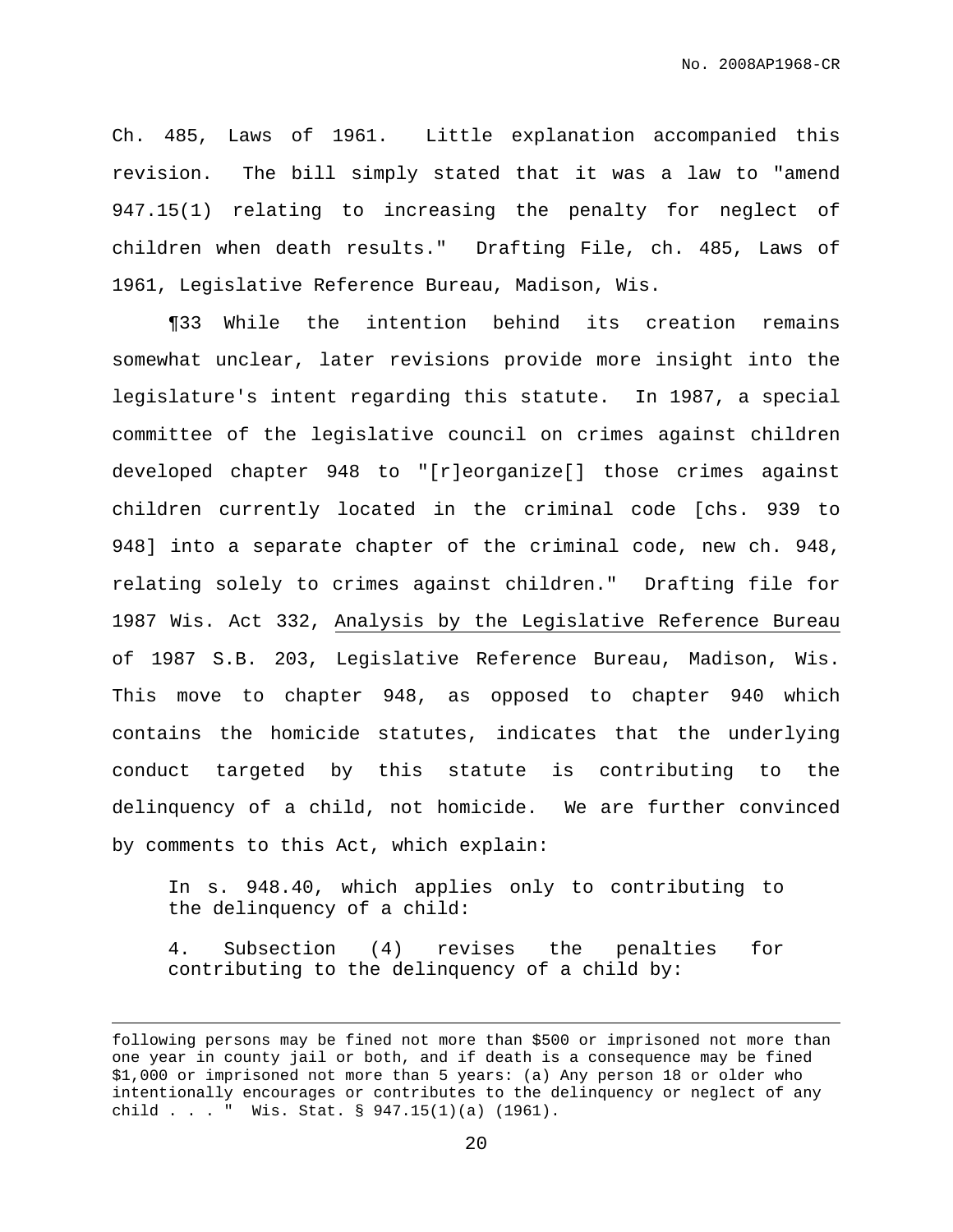Ch. 485, Laws of 1961. Little explanation accompanied this revision. The bill simply stated that it was a law to "amend 947.15(1) relating to increasing the penalty for neglect of children when death results." Drafting File, ch. 485, Laws of 1961, Legislative Reference Bureau, Madison, Wis.

¶33 While the intention behind its creation remains somewhat unclear, later revisions provide more insight into the legislature's intent regarding this statute. In 1987, a special committee of the legislative council on crimes against children developed chapter 948 to "[r]eorganize[] those crimes against children currently located in the criminal code [chs. 939 to 948] into a separate chapter of the criminal code, new ch. 948, relating solely to crimes against children." Drafting file for 1987 Wis. Act 332, Analysis by the Legislative Reference Bureau of 1987 S.B. 203, Legislative Reference Bureau, Madison, Wis. This move to chapter 948, as opposed to chapter 940 which contains the homicide statutes, indicates that the underlying conduct targeted by this statute is contributing to the delinquency of a child, not homicide. We are further convinced by comments to this Act, which explain:

> In s. 948.40, which applies only to contributing to the delinquency of a child:
>
> 4. Subsection (4) revises the penalties for contributing to the delinquency of a child by:

---

following persons may be fined not more than $500 or imprisoned not more than one year in county jail or both, and if death is a consequence may be fined $1,000 or imprisoned not more than 5 years: (a) Any person 18 or older who intentionally encourages or contributes to the delinquency or neglect of any child . . . " Wis. Stat. § 947.15(1)(a) (1961).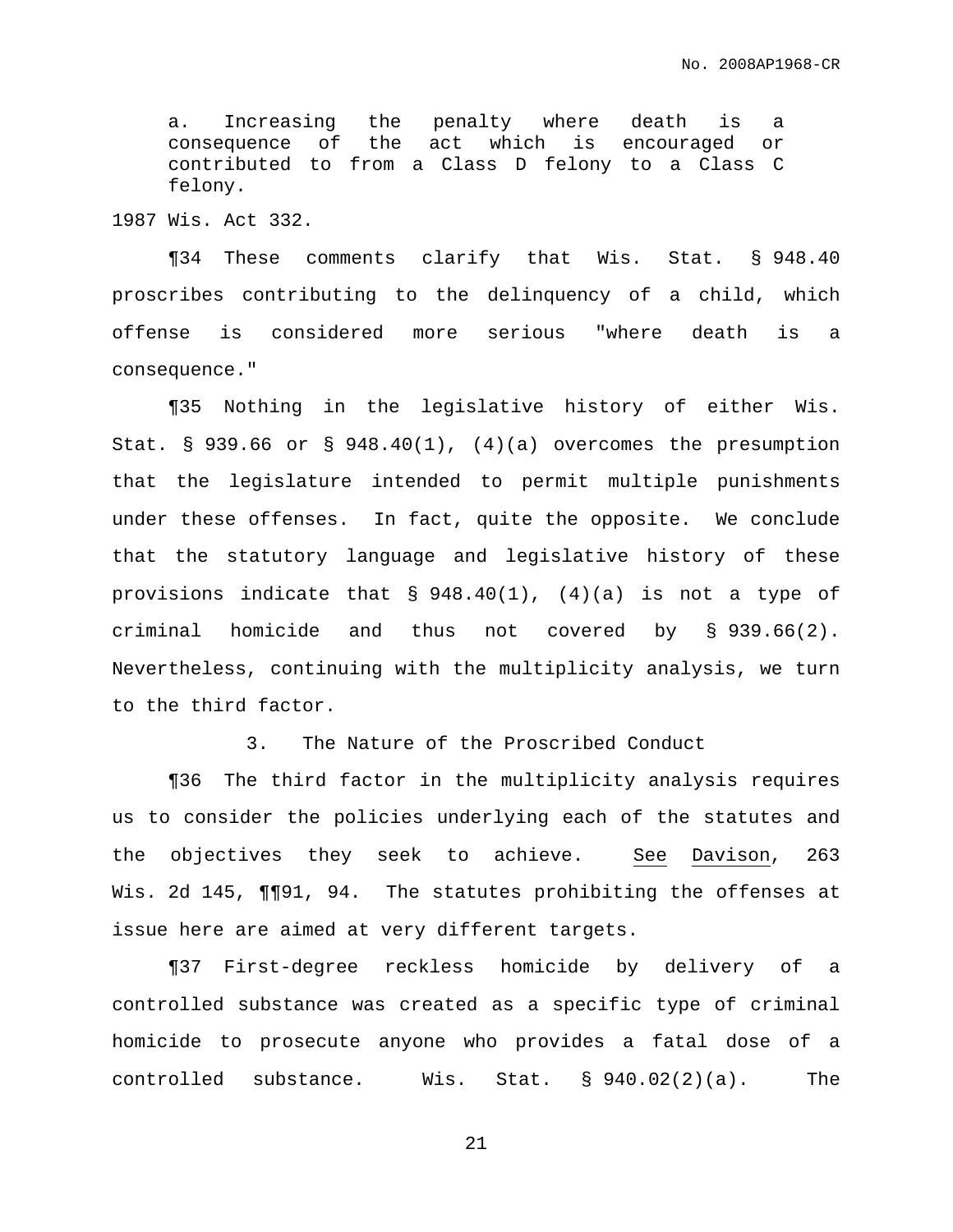a. Increasing the penalty where death is a consequence of the act which is encouraged or contributed to from a Class D felony to a Class C felony.

1987 Wis. Act 332.

¶34 These comments clarify that Wis. Stat. § 948.40 proscribes contributing to the delinquency of a child, which offense is considered more serious "where death is a consequence."

¶35 Nothing in the legislative history of either Wis. Stat. § 939.66 or § 948.40(1), (4)(a) overcomes the presumption that the legislature intended to permit multiple punishments under these offenses. In fact, quite the opposite. We conclude that the statutory language and legislative history of these provisions indicate that § 948.40(1), (4)(a) is not a type of criminal homicide and thus not covered by § 939.66(2). Nevertheless, continuing with the multiplicity analysis, we turn to the third factor.

### 3. The Nature of the Proscribed Conduct

¶36 The third factor in the multiplicity analysis requires us to consider the policies underlying each of the statutes and the objectives they seek to achieve. See Davison, 263 Wis. 2d 145, ¶¶91, 94. The statutes prohibiting the offenses at issue here are aimed at very different targets.

¶37 First-degree reckless homicide by delivery of a controlled substance was created as a specific type of criminal homicide to prosecute anyone who provides a fatal dose of a controlled substance. Wis. Stat. § 940.02(2)(a). The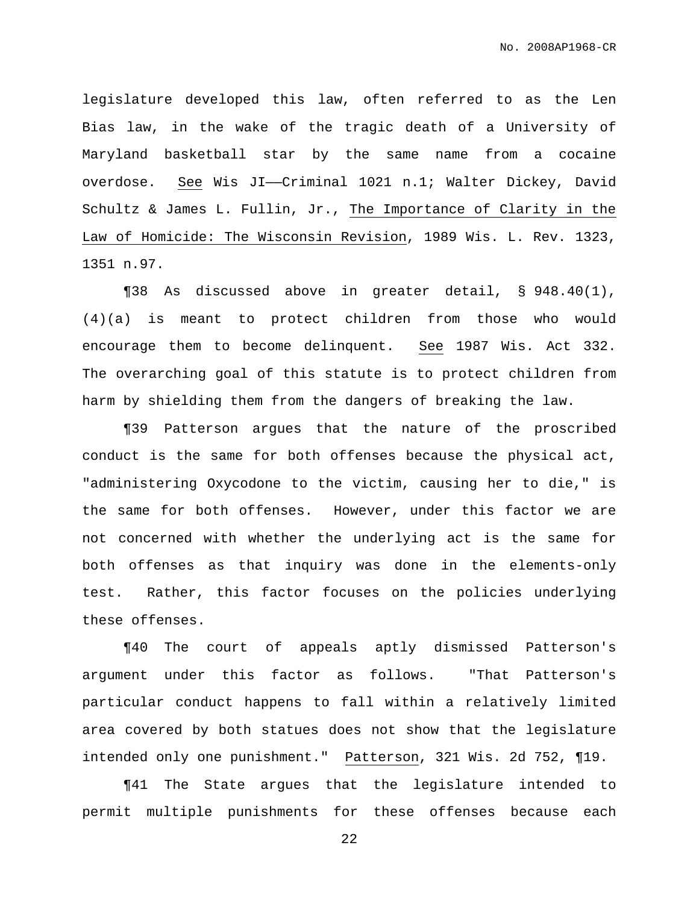legislature developed this law, often referred to as the Len Bias law, in the wake of the tragic death of a University of Maryland basketball star by the same name from a cocaine overdose. See Wis JI——Criminal 1021 n.1; Walter Dickey, David Schultz & James L. Fullin, Jr., The Importance of Clarity in the Law of Homicide: The Wisconsin Revision, 1989 Wis. L. Rev. 1323, 1351 n.97.

¶38 As discussed above in greater detail, § 948.40(1), (4)(a) is meant to protect children from those who would encourage them to become delinquent. See 1987 Wis. Act 332. The overarching goal of this statute is to protect children from harm by shielding them from the dangers of breaking the law.

¶39 Patterson argues that the nature of the proscribed conduct is the same for both offenses because the physical act, "administering Oxycodone to the victim, causing her to die," is the same for both offenses. However, under this factor we are not concerned with whether the underlying act is the same for both offenses as that inquiry was done in the elements-only test. Rather, this factor focuses on the policies underlying these offenses.

¶40 The court of appeals aptly dismissed Patterson's argument under this factor as follows. "That Patterson's particular conduct happens to fall within a relatively limited area covered by both statues does not show that the legislature intended only one punishment." Patterson, 321 Wis. 2d 752, ¶19.

¶41 The State argues that the legislature intended to permit multiple punishments for these offenses because each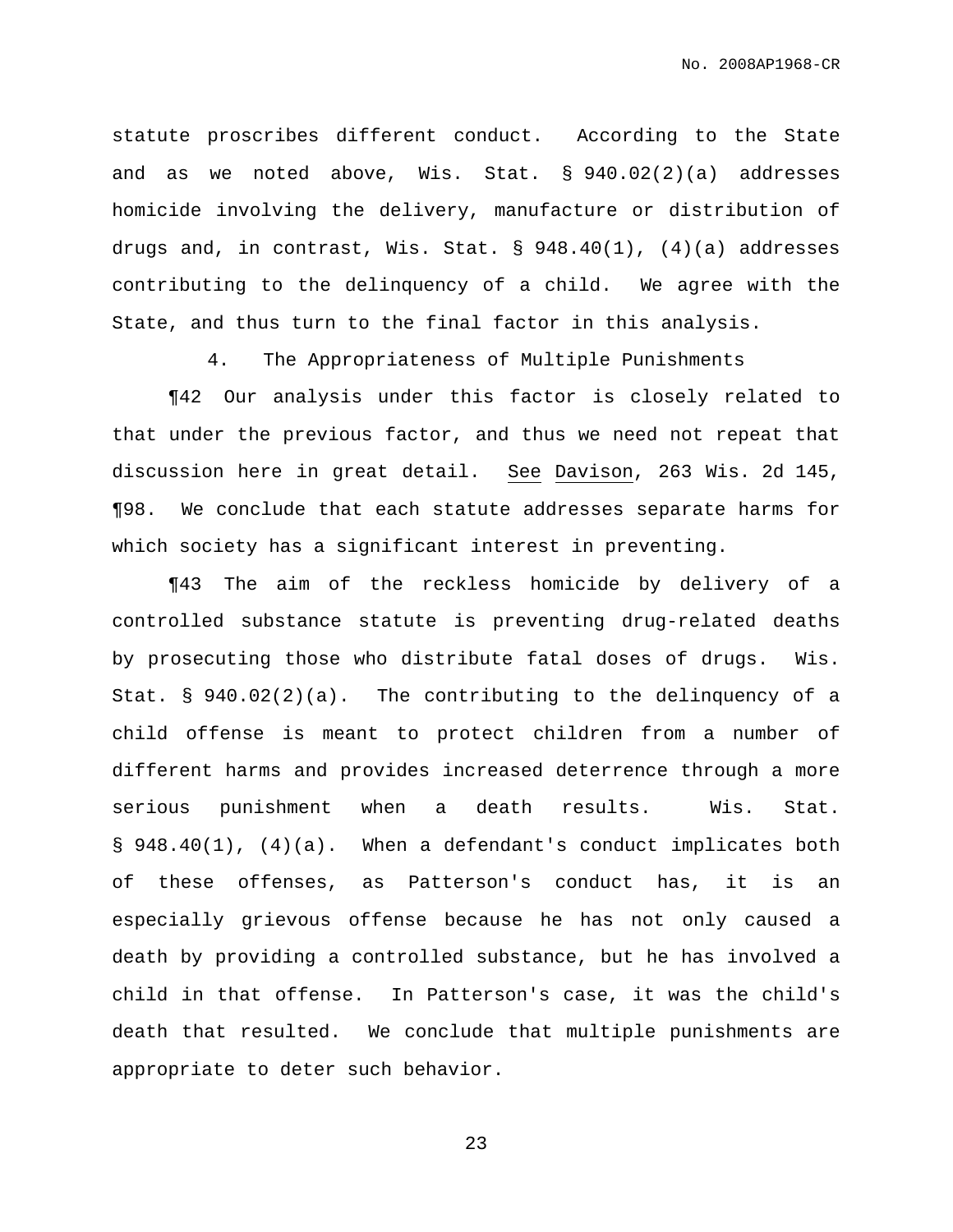statute proscribes different conduct. According to the State and as we noted above, Wis. Stat. § 940.02(2)(a) addresses homicide involving the delivery, manufacture or distribution of drugs and, in contrast, Wis. Stat. § 948.40(1), (4)(a) addresses contributing to the delinquency of a child. We agree with the State, and thus turn to the final factor in this analysis.

4. The Appropriateness of Multiple Punishments

¶42 Our analysis under this factor is closely related to that under the previous factor, and thus we need not repeat that discussion here in great detail. See Davison, 263 Wis. 2d 145, ¶98. We conclude that each statute addresses separate harms for which society has a significant interest in preventing.

¶43 The aim of the reckless homicide by delivery of a controlled substance statute is preventing drug-related deaths by prosecuting those who distribute fatal doses of drugs. Wis. Stat. § 940.02(2)(a). The contributing to the delinquency of a child offense is meant to protect children from a number of different harms and provides increased deterrence through a more serious punishment when a death results. Wis. Stat. § 948.40(1), (4)(a). When a defendant's conduct implicates both of these offenses, as Patterson's conduct has, it is an especially grievous offense because he has not only caused a death by providing a controlled substance, but he has involved a child in that offense. In Patterson's case, it was the child's death that resulted. We conclude that multiple punishments are appropriate to deter such behavior.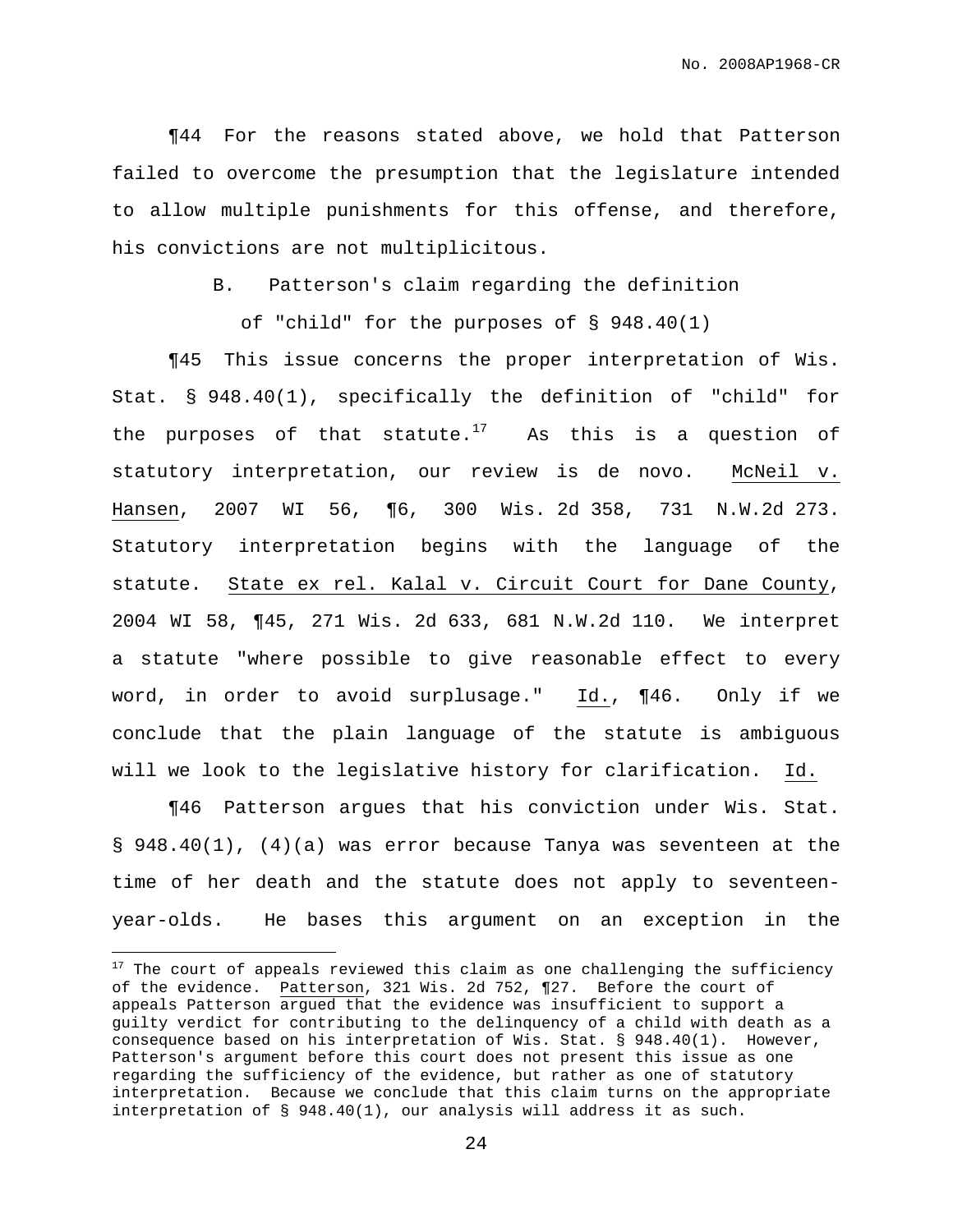¶44 For the reasons stated above, we hold that Patterson failed to overcome the presumption that the legislature intended to allow multiple punishments for this offense, and therefore, his convictions are not multiplicitous.

### B. Patterson's claim regarding the definition of "child" for the purposes of § 948.40(1)

¶45 This issue concerns the proper interpretation of Wis. Stat. § 948.40(1), specifically the definition of "child" for the purposes of that statute.[17] As this is a question of statutory interpretation, our review is de novo. McNeil v. Hansen, 2007 WI 56, ¶6, 300 Wis. 2d 358, 731 N.W.2d 273. Statutory interpretation begins with the language of the statute. State ex rel. Kalal v. Circuit Court for Dane County, 2004 WI 58, ¶45, 271 Wis. 2d 633, 681 N.W.2d 110. We interpret a statute "where possible to give reasonable effect to every word, in order to avoid surplusage." Id., ¶46. Only if we conclude that the plain language of the statute is ambiguous will we look to the legislative history for clarification. Id.

¶46 Patterson argues that his conviction under Wis. Stat. § 948.40(1), (4)(a) was error because Tanya was seventeen at the time of her death and the statute does not apply to seventeen-year-olds. He bases this argument on an exception in the

---

[17] The court of appeals reviewed this claim as one challenging the sufficiency of the evidence. Patterson, 321 Wis. 2d 752, ¶27. Before the court of appeals Patterson argued that the evidence was insufficient to support a guilty verdict for contributing to the delinquency of a child with death as a consequence based on his interpretation of Wis. Stat. § 948.40(1). However, Patterson's argument before this court does not present this issue as one regarding the sufficiency of the evidence, but rather as one of statutory interpretation. Because we conclude that this claim turns on the appropriate interpretation of § 948.40(1), our analysis will address it as such.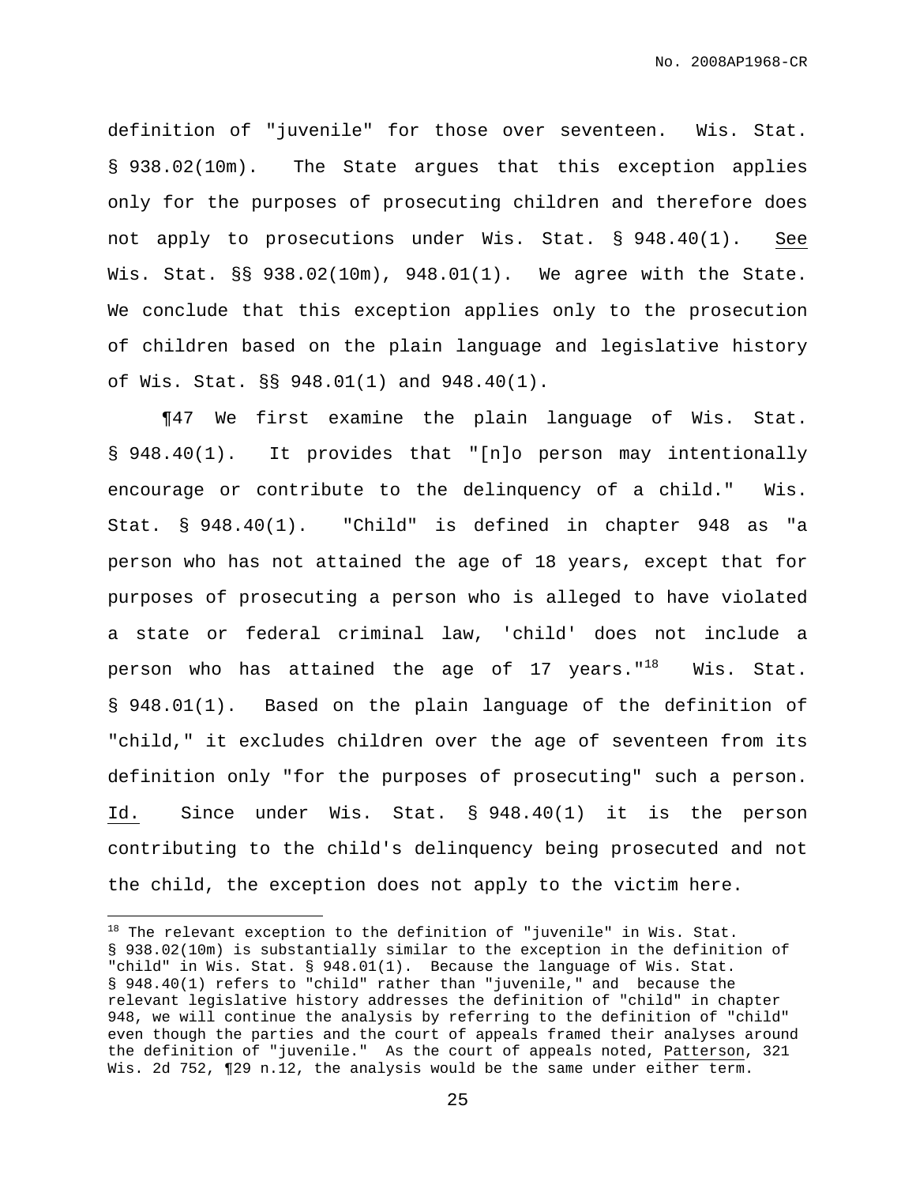definition of "juvenile" for those over seventeen. Wis. Stat. § 938.02(10m). The State argues that this exception applies only for the purposes of prosecuting children and therefore does not apply to prosecutions under Wis. Stat. § 948.40(1). See Wis. Stat. §§ 938.02(10m), 948.01(1). We agree with the State. We conclude that this exception applies only to the prosecution of children based on the plain language and legislative history of Wis. Stat. §§ 948.01(1) and 948.40(1).

¶47 We first examine the plain language of Wis. Stat. § 948.40(1). It provides that "[n]o person may intentionally encourage or contribute to the delinquency of a child." Wis. Stat. § 948.40(1). "Child" is defined in chapter 948 as "a person who has not attained the age of 18 years, except that for purposes of prosecuting a person who is alleged to have violated a state or federal criminal law, 'child' does not include a person who has attained the age of 17 years."[18] Wis. Stat. § 948.01(1). Based on the plain language of the definition of "child," it excludes children over the age of seventeen from its definition only "for the purposes of prosecuting" such a person. Id. Since under Wis. Stat. § 948.40(1) it is the person contributing to the child's delinquency being prosecuted and not the child, the exception does not apply to the victim here.

---

[18] The relevant exception to the definition of "juvenile" in Wis. Stat. § 938.02(10m) is substantially similar to the exception in the definition of "child" in Wis. Stat. § 948.01(1). Because the language of Wis. Stat. § 948.40(1) refers to "child" rather than "juvenile," and because the relevant legislative history addresses the definition of "child" in chapter 948, we will continue the analysis by referring to the definition of "child" even though the parties and the court of appeals framed their analyses around the definition of "juvenile." As the court of appeals noted, Patterson, 321 Wis. 2d 752, ¶29 n.12, the analysis would be the same under either term.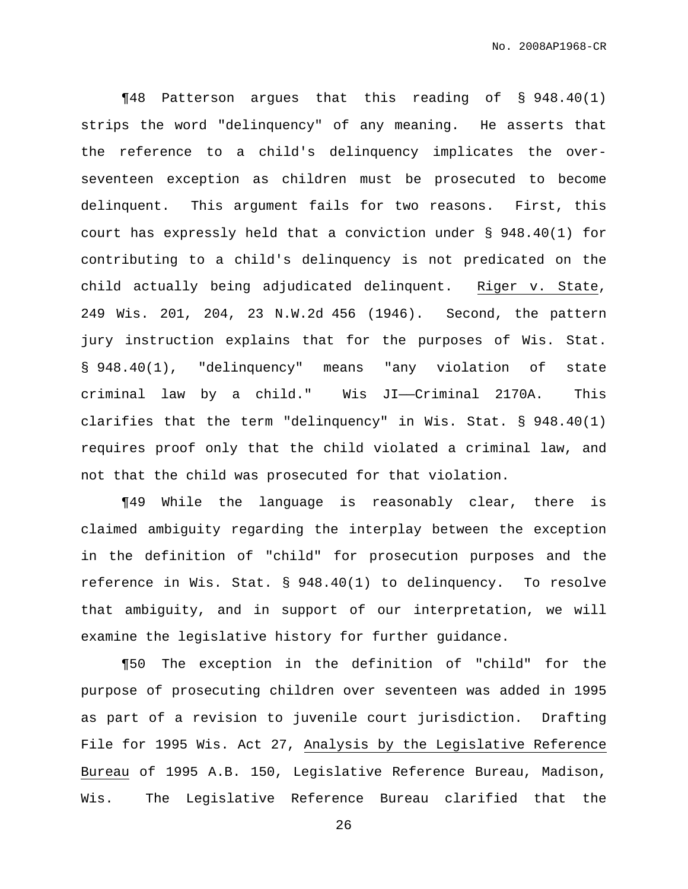¶48 Patterson argues that this reading of § 948.40(1) strips the word "delinquency" of any meaning. He asserts that the reference to a child's delinquency implicates the over-seventeen exception as children must be prosecuted to become delinquent. This argument fails for two reasons. First, this court has expressly held that a conviction under § 948.40(1) for contributing to a child's delinquency is not predicated on the child actually being adjudicated delinquent. Riger v. State, 249 Wis. 201, 204, 23 N.W.2d 456 (1946). Second, the pattern jury instruction explains that for the purposes of Wis. Stat. § 948.40(1), "delinquency" means "any violation of state criminal law by a child." Wis JI——Criminal 2170A. This clarifies that the term "delinquency" in Wis. Stat. § 948.40(1) requires proof only that the child violated a criminal law, and not that the child was prosecuted for that violation.

¶49 While the language is reasonably clear, there is claimed ambiguity regarding the interplay between the exception in the definition of "child" for prosecution purposes and the reference in Wis. Stat. § 948.40(1) to delinquency. To resolve that ambiguity, and in support of our interpretation, we will examine the legislative history for further guidance.

¶50 The exception in the definition of "child" for the purpose of prosecuting children over seventeen was added in 1995 as part of a revision to juvenile court jurisdiction. Drafting File for 1995 Wis. Act 27, Analysis by the Legislative Reference Bureau of 1995 A.B. 150, Legislative Reference Bureau, Madison, Wis. The Legislative Reference Bureau clarified that the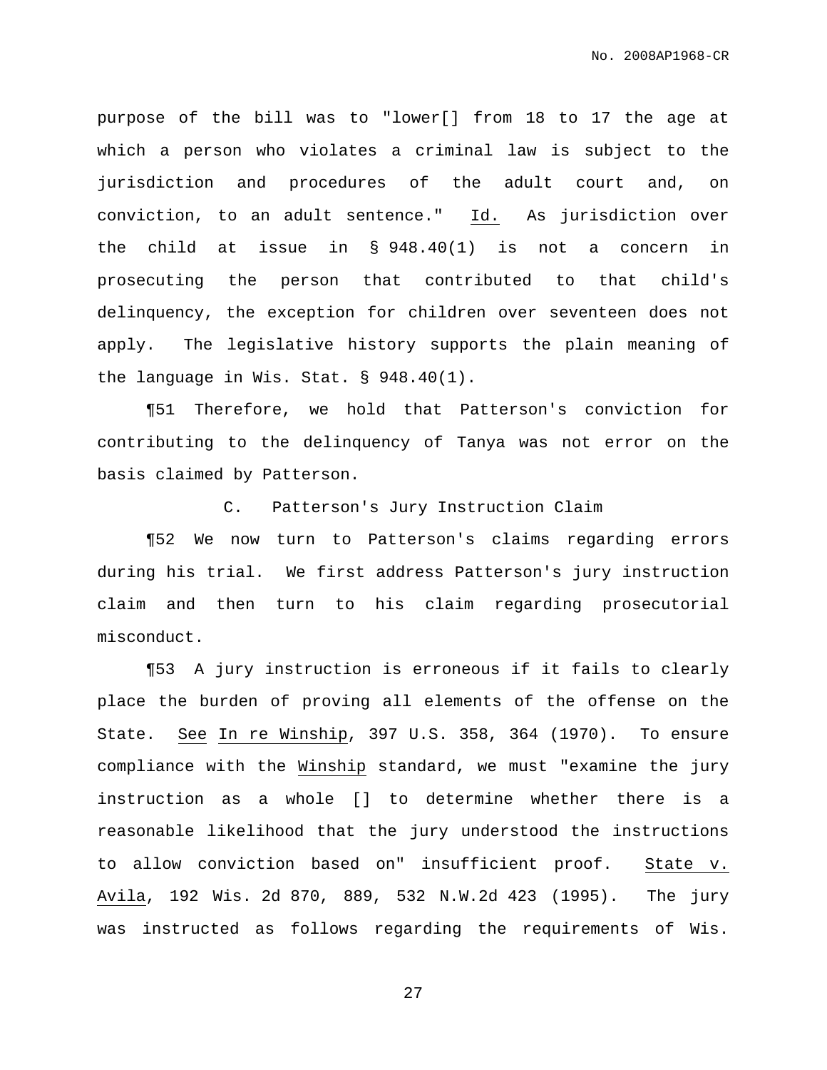purpose of the bill was to "lower[] from 18 to 17 the age at which a person who violates a criminal law is subject to the jurisdiction and procedures of the adult court and, on conviction, to an adult sentence." Id. As jurisdiction over the child at issue in § 948.40(1) is not a concern in prosecuting the person that contributed to that child's delinquency, the exception for children over seventeen does not apply. The legislative history supports the plain meaning of the language in Wis. Stat. § 948.40(1).

¶51 Therefore, we hold that Patterson's conviction for contributing to the delinquency of Tanya was not error on the basis claimed by Patterson.

### C. Patterson's Jury Instruction Claim

¶52 We now turn to Patterson's claims regarding errors during his trial. We first address Patterson's jury instruction claim and then turn to his claim regarding prosecutorial misconduct.

¶53 A jury instruction is erroneous if it fails to clearly place the burden of proving all elements of the offense on the State. See In re Winship, 397 U.S. 358, 364 (1970). To ensure compliance with the Winship standard, we must "examine the jury instruction as a whole [] to determine whether there is a reasonable likelihood that the jury understood the instructions to allow conviction based on" insufficient proof. State v. Avila, 192 Wis. 2d 870, 889, 532 N.W.2d 423 (1995). The jury was instructed as follows regarding the requirements of Wis.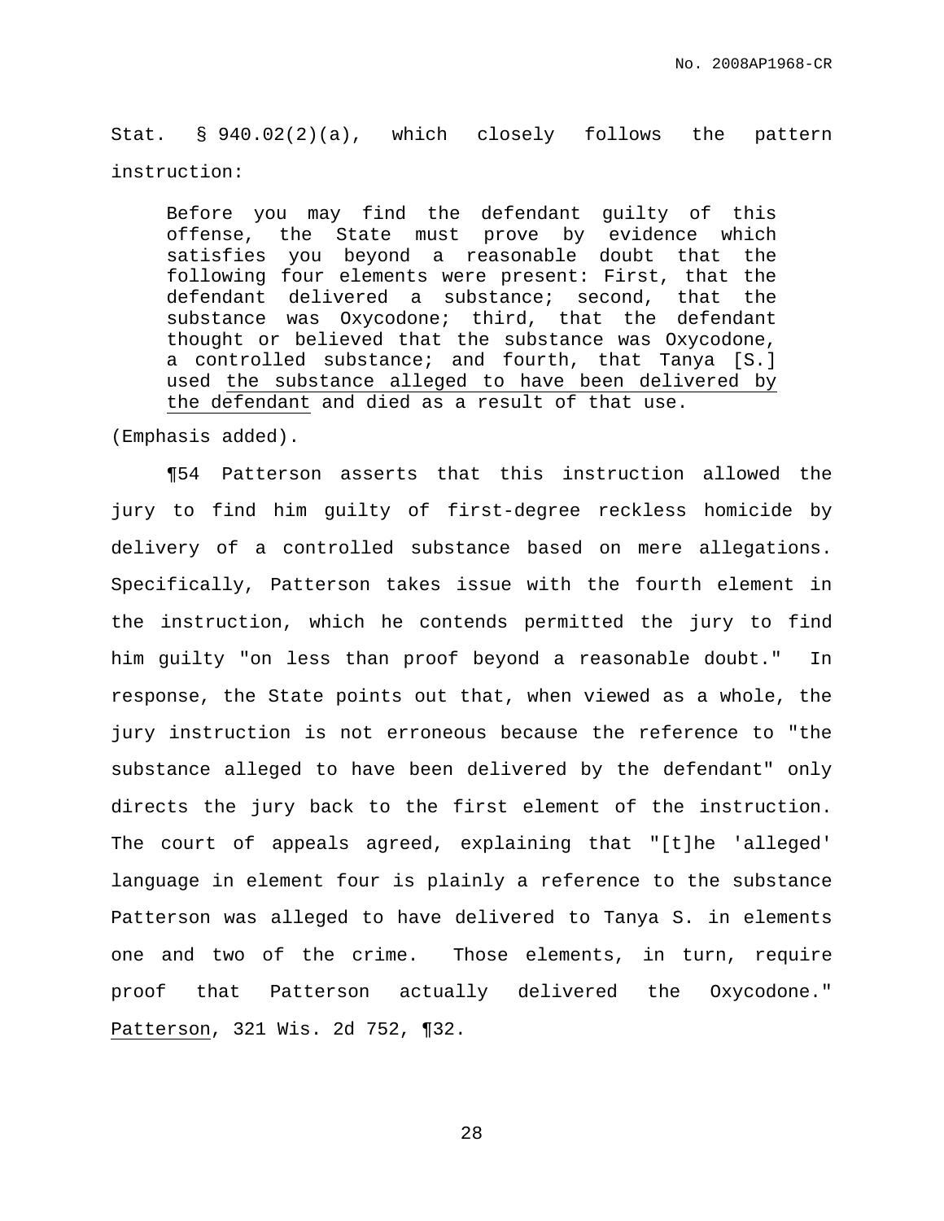Stat. § 940.02(2)(a), which closely follows the pattern instruction:

> Before you may find the defendant guilty of this offense, the State must prove by evidence which satisfies you beyond a reasonable doubt that the following four elements were present: First, that the defendant delivered a substance; second, that the substance was Oxycodone; third, that the defendant thought or believed that the substance was Oxycodone, a controlled substance; and fourth, that Tanya [S.] used <u>the substance alleged to have been delivered by the defendant</u> and died as a result of that use.

(Emphasis added).

¶54 Patterson asserts that this instruction allowed the jury to find him guilty of first-degree reckless homicide by delivery of a controlled substance based on mere allegations. Specifically, Patterson takes issue with the fourth element in the instruction, which he contends permitted the jury to find him guilty "on less than proof beyond a reasonable doubt." In response, the State points out that, when viewed as a whole, the jury instruction is not erroneous because the reference to "the substance alleged to have been delivered by the defendant" only directs the jury back to the first element of the instruction. The court of appeals agreed, explaining that "[t]he 'alleged' language in element four is plainly a reference to the substance Patterson was alleged to have delivered to Tanya S. in elements one and two of the crime. Those elements, in turn, require proof that Patterson actually delivered the Oxycodone." <u>Patterson</u>, 321 Wis. 2d 752, ¶32.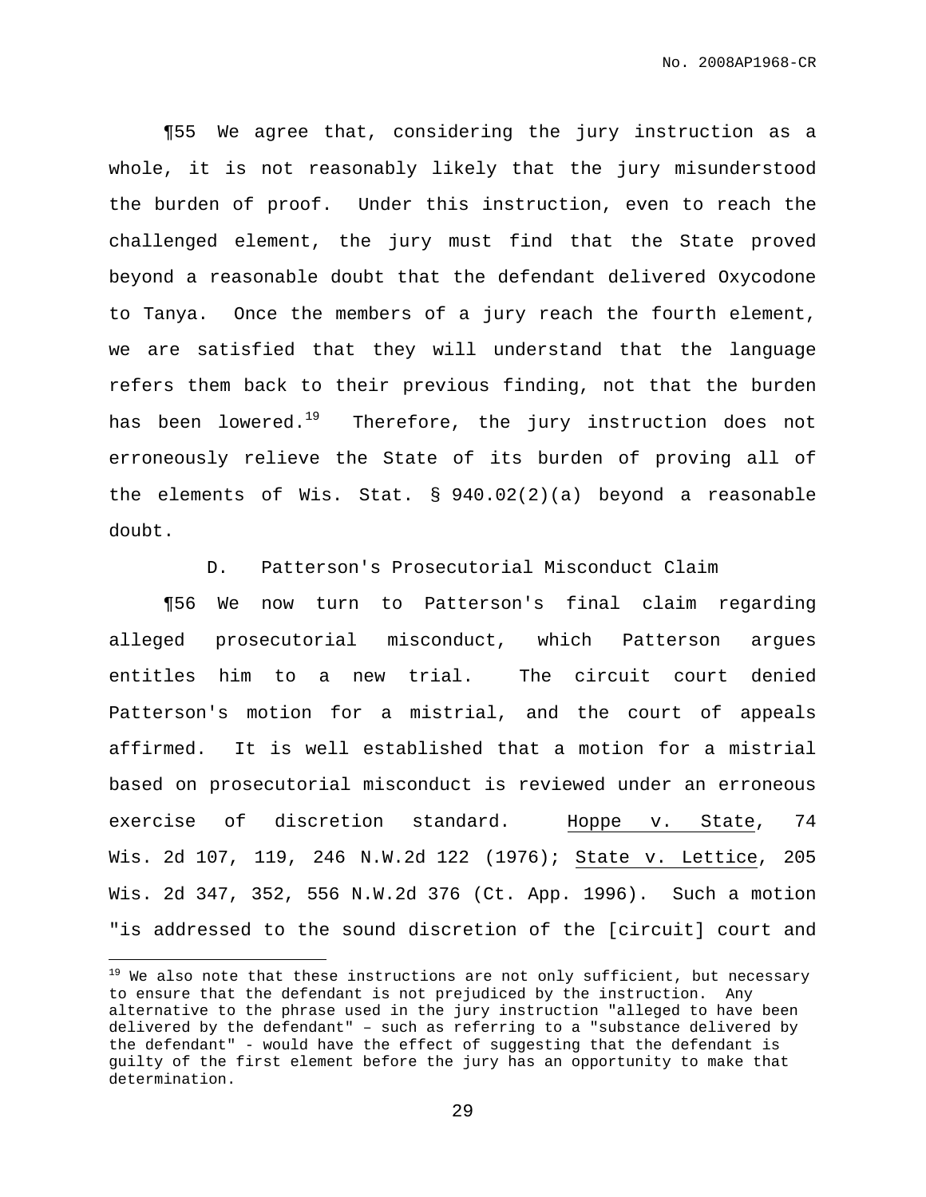¶55 We agree that, considering the jury instruction as a whole, it is not reasonably likely that the jury misunderstood the burden of proof. Under this instruction, even to reach the challenged element, the jury must find that the State proved beyond a reasonable doubt that the defendant delivered Oxycodone to Tanya. Once the members of a jury reach the fourth element, we are satisfied that they will understand that the language refers them back to their previous finding, not that the burden has been lowered.[19] Therefore, the jury instruction does not erroneously relieve the State of its burden of proving all of the elements of Wis. Stat. § 940.02(2)(a) beyond a reasonable doubt.

D. Patterson's Prosecutorial Misconduct Claim

¶56 We now turn to Patterson's final claim regarding alleged prosecutorial misconduct, which Patterson argues entitles him to a new trial. The circuit court denied Patterson's motion for a mistrial, and the court of appeals affirmed. It is well established that a motion for a mistrial based on prosecutorial misconduct is reviewed under an erroneous exercise of discretion standard. Hoppe v. State, 74 Wis. 2d 107, 119, 246 N.W.2d 122 (1976); State v. Lettice, 205 Wis. 2d 347, 352, 556 N.W.2d 376 (Ct. App. 1996). Such a motion "is addressed to the sound discretion of the [circuit] court and

---

[19] We also note that these instructions are not only sufficient, but necessary to ensure that the defendant is not prejudiced by the instruction. Any alternative to the phrase used in the jury instruction "alleged to have been delivered by the defendant" – such as referring to a "substance delivered by the defendant" - would have the effect of suggesting that the defendant is guilty of the first element before the jury has an opportunity to make that determination.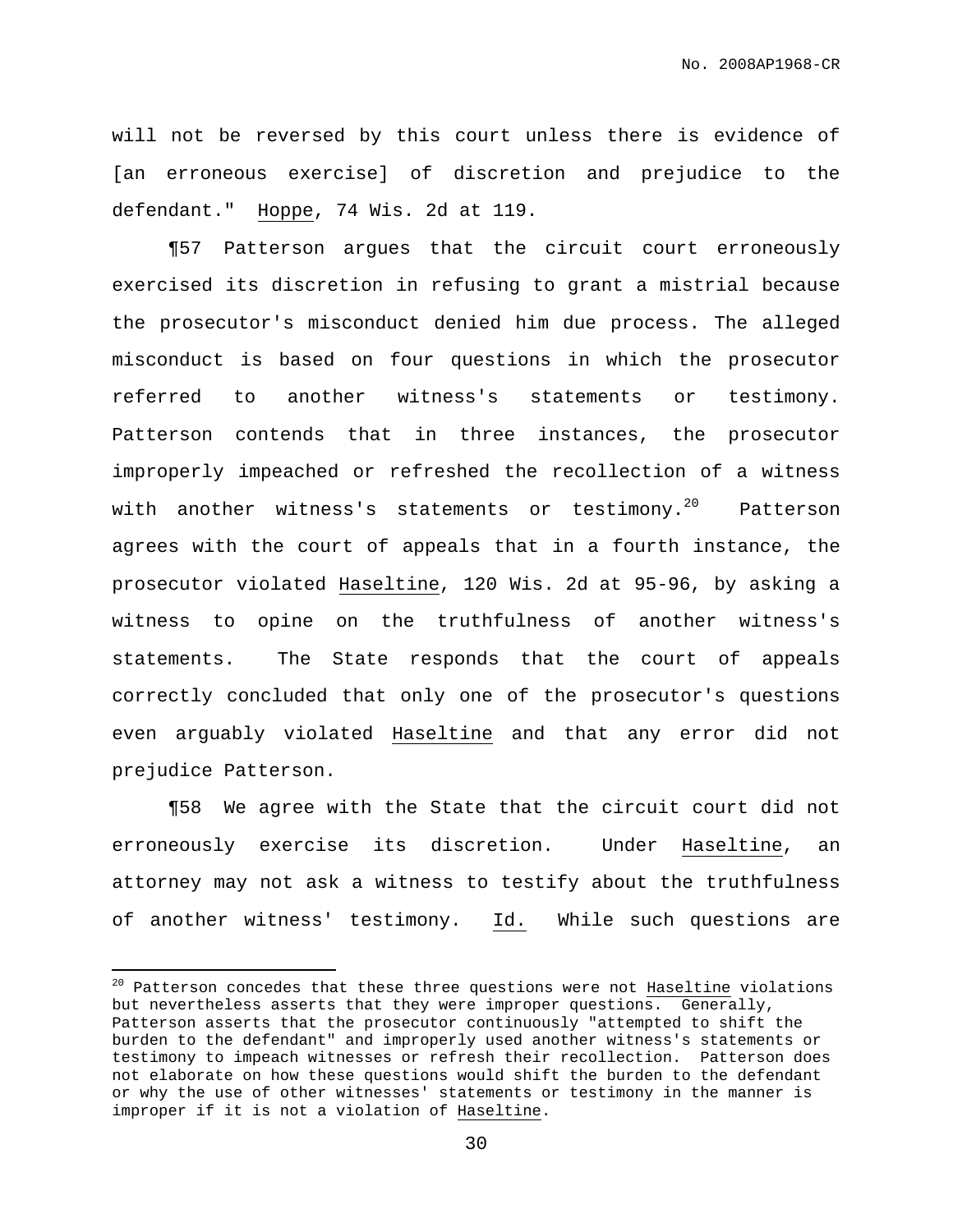will not be reversed by this court unless there is evidence of [an erroneous exercise] of discretion and prejudice to the defendant." Hoppe, 74 Wis. 2d at 119.

¶57 Patterson argues that the circuit court erroneously exercised its discretion in refusing to grant a mistrial because the prosecutor's misconduct denied him due process. The alleged misconduct is based on four questions in which the prosecutor referred to another witness's statements or testimony. Patterson contends that in three instances, the prosecutor improperly impeached or refreshed the recollection of a witness with another witness's statements or testimony.[20] Patterson agrees with the court of appeals that in a fourth instance, the prosecutor violated Haseltine, 120 Wis. 2d at 95-96, by asking a witness to opine on the truthfulness of another witness's statements. The State responds that the court of appeals correctly concluded that only one of the prosecutor's questions even arguably violated Haseltine and that any error did not prejudice Patterson.

¶58 We agree with the State that the circuit court did not erroneously exercise its discretion. Under Haseltine, an attorney may not ask a witness to testify about the truthfulness of another witness' testimony. Id. While such questions are

---

[20] Patterson concedes that these three questions were not Haseltine violations but nevertheless asserts that they were improper questions. Generally, Patterson asserts that the prosecutor continuously "attempted to shift the burden to the defendant" and improperly used another witness's statements or testimony to impeach witnesses or refresh their recollection. Patterson does not elaborate on how these questions would shift the burden to the defendant or why the use of other witnesses' statements or testimony in the manner is improper if it is not a violation of Haseltine.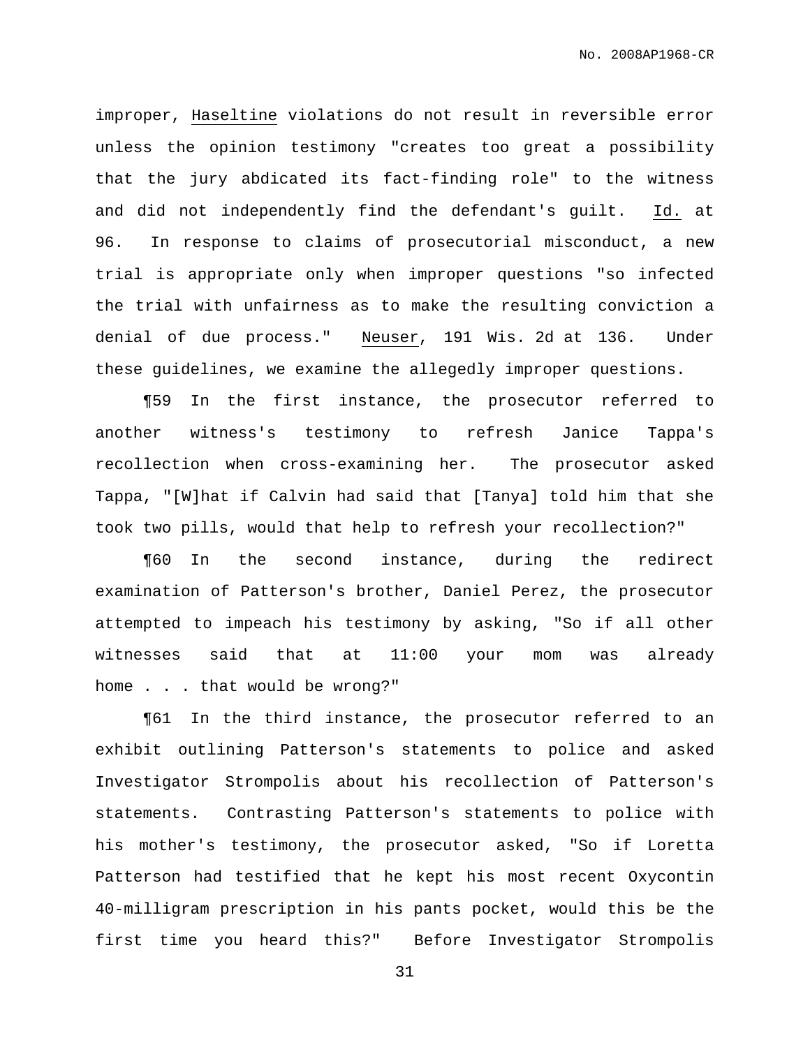improper, Haseltine violations do not result in reversible error unless the opinion testimony "creates too great a possibility that the jury abdicated its fact-finding role" to the witness and did not independently find the defendant's guilt. Id. at 96. In response to claims of prosecutorial misconduct, a new trial is appropriate only when improper questions "so infected the trial with unfairness as to make the resulting conviction a denial of due process." Neuser, 191 Wis. 2d at 136. Under these guidelines, we examine the allegedly improper questions.

¶59 In the first instance, the prosecutor referred to another witness's testimony to refresh Janice Tappa's recollection when cross-examining her. The prosecutor asked Tappa, "[W]hat if Calvin had said that [Tanya] told him that she took two pills, would that help to refresh your recollection?"

¶60 In the second instance, during the redirect examination of Patterson's brother, Daniel Perez, the prosecutor attempted to impeach his testimony by asking, "So if all other witnesses said that at 11:00 your mom was already home . . . that would be wrong?"

¶61 In the third instance, the prosecutor referred to an exhibit outlining Patterson's statements to police and asked Investigator Strompolis about his recollection of Patterson's statements. Contrasting Patterson's statements to police with his mother's testimony, the prosecutor asked, "So if Loretta Patterson had testified that he kept his most recent Oxycontin 40-milligram prescription in his pants pocket, would this be the first time you heard this?" Before Investigator Strompolis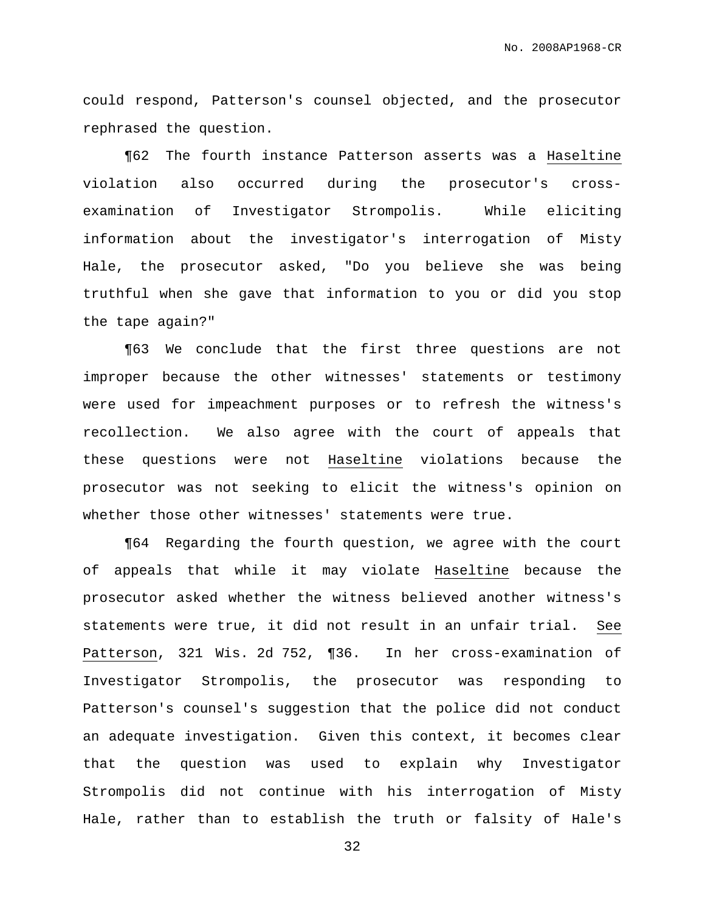could respond, Patterson's counsel objected, and the prosecutor rephrased the question.

¶62 The fourth instance Patterson asserts was a Haseltine violation also occurred during the prosecutor's cross-examination of Investigator Strompolis. While eliciting information about the investigator's interrogation of Misty Hale, the prosecutor asked, "Do you believe she was being truthful when she gave that information to you or did you stop the tape again?"

¶63 We conclude that the first three questions are not improper because the other witnesses' statements or testimony were used for impeachment purposes or to refresh the witness's recollection. We also agree with the court of appeals that these questions were not Haseltine violations because the prosecutor was not seeking to elicit the witness's opinion on whether those other witnesses' statements were true.

¶64 Regarding the fourth question, we agree with the court of appeals that while it may violate Haseltine because the prosecutor asked whether the witness believed another witness's statements were true, it did not result in an unfair trial. See Patterson, 321 Wis. 2d 752, ¶36. In her cross-examination of Investigator Strompolis, the prosecutor was responding to Patterson's counsel's suggestion that the police did not conduct an adequate investigation. Given this context, it becomes clear that the question was used to explain why Investigator Strompolis did not continue with his interrogation of Misty Hale, rather than to establish the truth or falsity of Hale's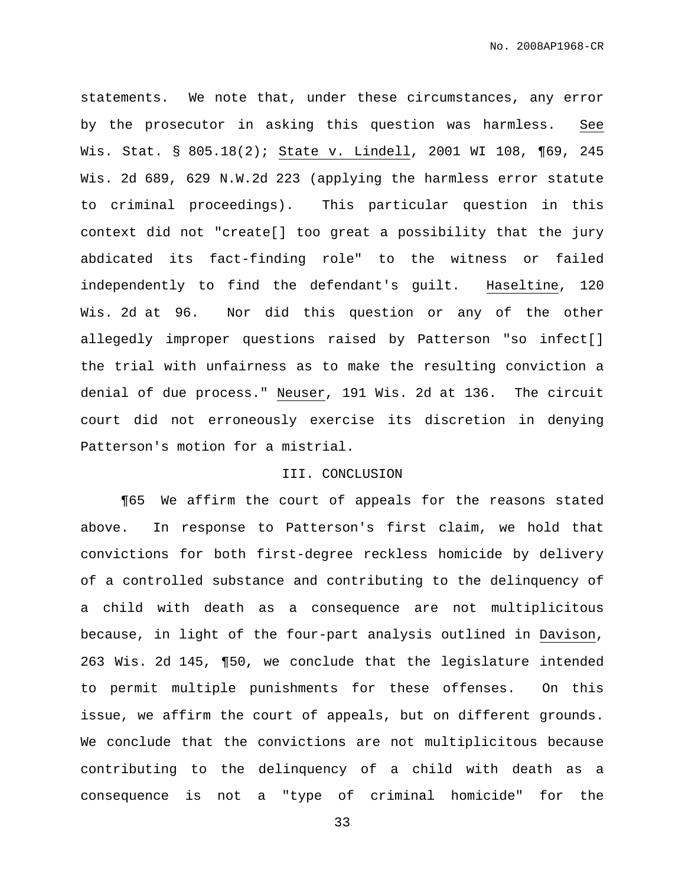statements. We note that, under these circumstances, any error by the prosecutor in asking this question was harmless. See Wis. Stat. § 805.18(2); State v. Lindell, 2001 WI 108, ¶69, 245 Wis. 2d 689, 629 N.W.2d 223 (applying the harmless error statute to criminal proceedings). This particular question in this context did not "create[] too great a possibility that the jury abdicated its fact-finding role" to the witness or failed independently to find the defendant's guilt. Haseltine, 120 Wis. 2d at 96. Nor did this question or any of the other allegedly improper questions raised by Patterson "so infect[] the trial with unfairness as to make the resulting conviction a denial of due process." Neuser, 191 Wis. 2d at 136. The circuit court did not erroneously exercise its discretion in denying Patterson's motion for a mistrial.

## III. CONCLUSION

¶65 We affirm the court of appeals for the reasons stated above. In response to Patterson's first claim, we hold that convictions for both first-degree reckless homicide by delivery of a controlled substance and contributing to the delinquency of a child with death as a consequence are not multiplicitous because, in light of the four-part analysis outlined in Davison, 263 Wis. 2d 145, ¶50, we conclude that the legislature intended to permit multiple punishments for these offenses. On this issue, we affirm the court of appeals, but on different grounds. We conclude that the convictions are not multiplicitous because contributing to the delinquency of a child with death as a consequence is not a "type of criminal homicide" for the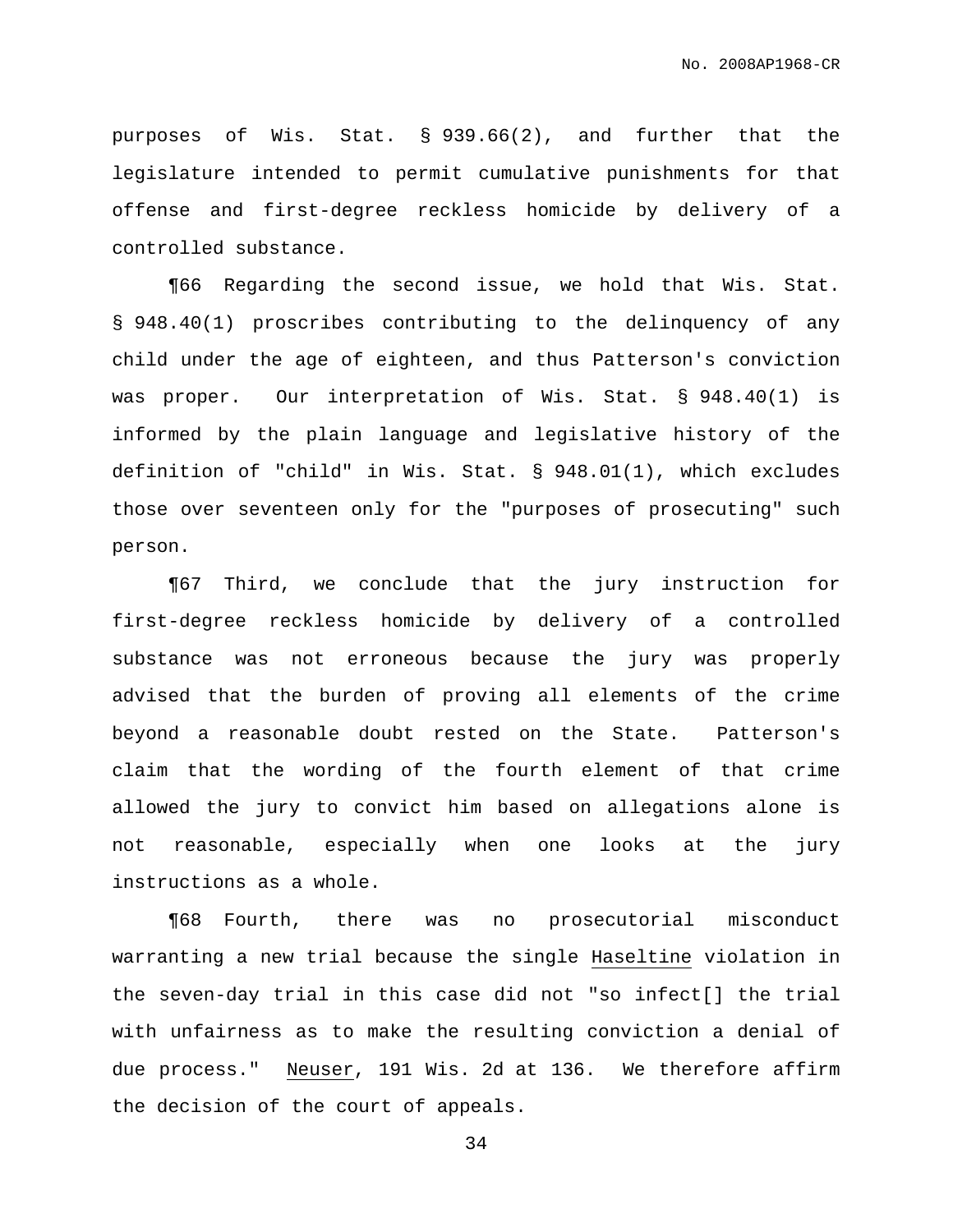purposes of Wis. Stat. § 939.66(2), and further that the legislature intended to permit cumulative punishments for that offense and first-degree reckless homicide by delivery of a controlled substance.

¶66 Regarding the second issue, we hold that Wis. Stat. § 948.40(1) proscribes contributing to the delinquency of any child under the age of eighteen, and thus Patterson's conviction was proper. Our interpretation of Wis. Stat. § 948.40(1) is informed by the plain language and legislative history of the definition of "child" in Wis. Stat. § 948.01(1), which excludes those over seventeen only for the "purposes of prosecuting" such person.

¶67 Third, we conclude that the jury instruction for first-degree reckless homicide by delivery of a controlled substance was not erroneous because the jury was properly advised that the burden of proving all elements of the crime beyond a reasonable doubt rested on the State. Patterson's claim that the wording of the fourth element of that crime allowed the jury to convict him based on allegations alone is not reasonable, especially when one looks at the jury instructions as a whole.

¶68 Fourth, there was no prosecutorial misconduct warranting a new trial because the single <u>Haseltine</u> violation in the seven-day trial in this case did not "so infect[] the trial with unfairness as to make the resulting conviction a denial of due process." <u>Neuser</u>, 191 Wis. 2d at 136. We therefore affirm the decision of the court of appeals.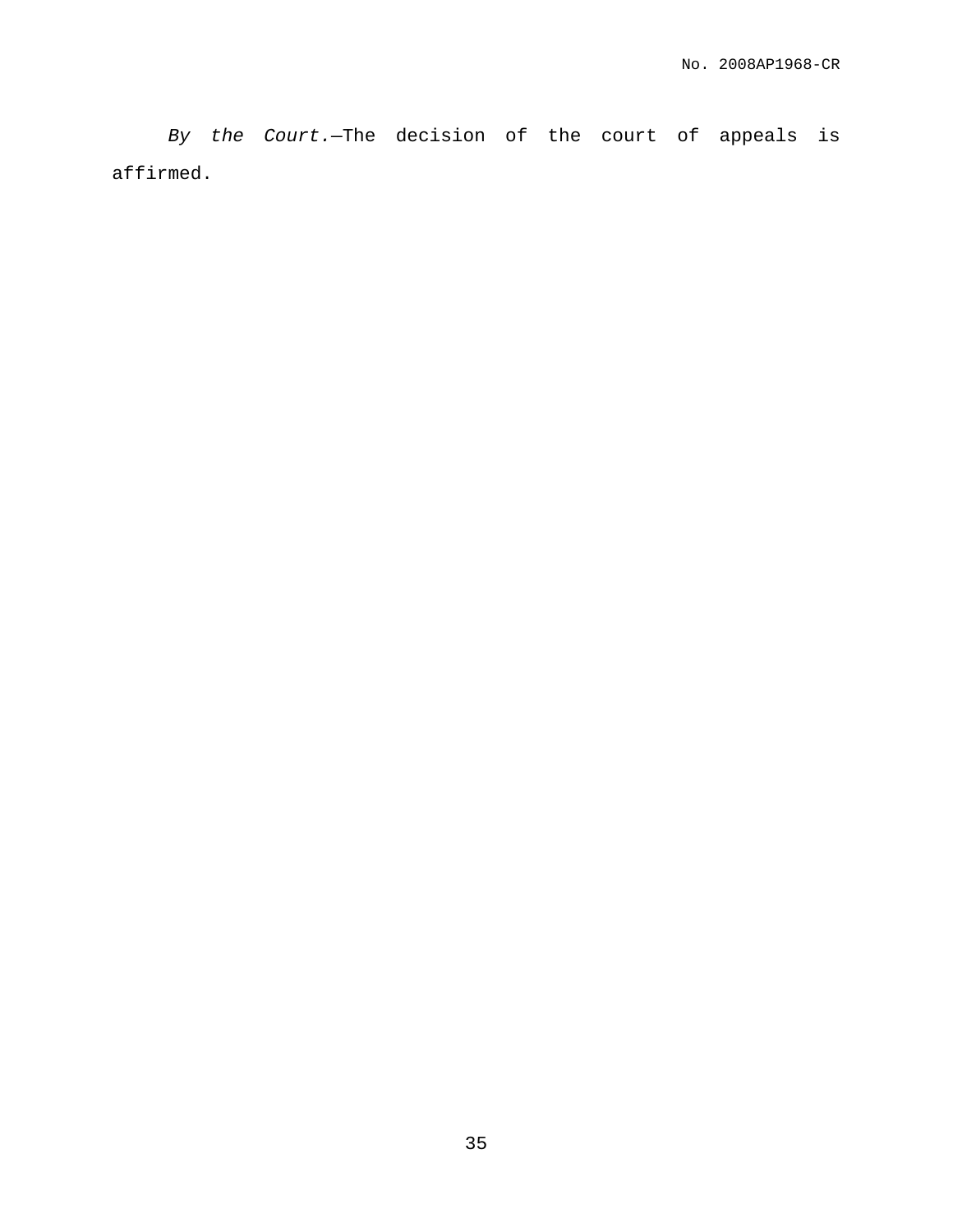*By the Court.*—The decision of the court of appeals is affirmed.